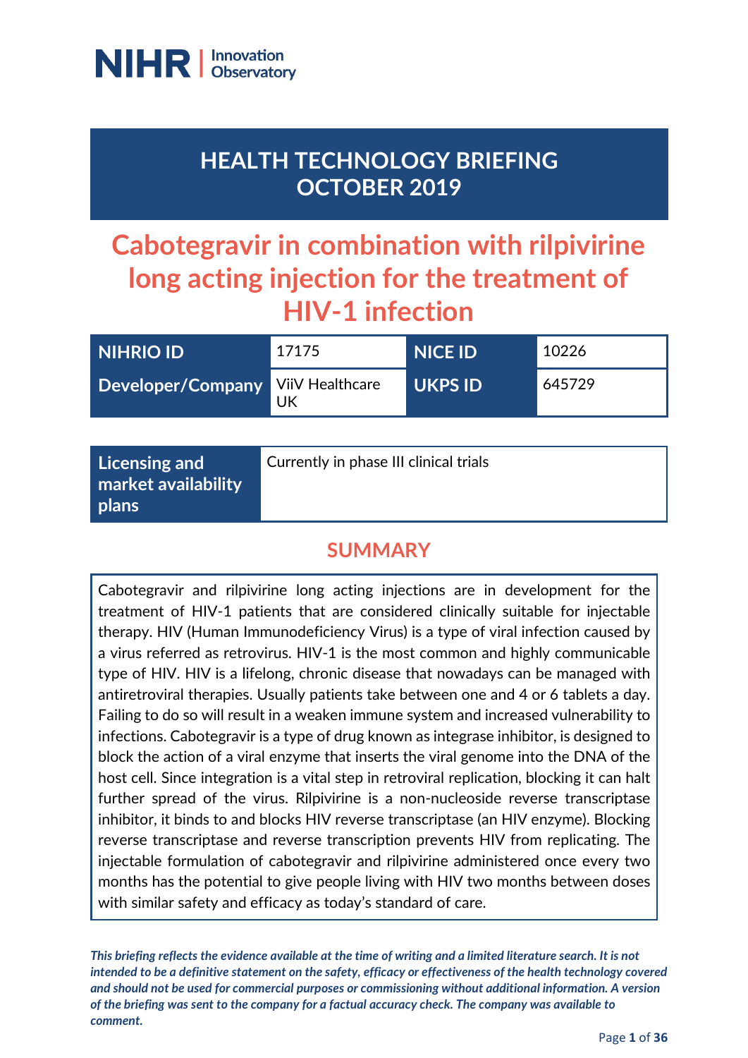NIHR | Innovation Observatory

# HEALTH TECHNOLOGY BRIEFING OCTOBER 2019

# Cabotegravir in combination with rilpivirine long acting injection for the treatment of HIV-1 infection

| NIHRIO ID | 17175 | NICE ID | 10226 |
|---|---|---|---|
| Developer/Company | ViiV Healthcare UK | UKPS ID | 645729 |

| Licensing and market availability plans | Currently in phase III clinical trials |
|---|---|

## SUMMARY

Cabotegravir and rilpivirine long acting injections are in development for the treatment of HIV-1 patients that are considered clinically suitable for injectable therapy. HIV (Human Immunodeficiency Virus) is a type of viral infection caused by a virus referred as retrovirus. HIV-1 is the most common and highly communicable type of HIV. HIV is a lifelong, chronic disease that nowadays can be managed with antiretroviral therapies. Usually patients take between one and 4 or 6 tablets a day. Failing to do so will result in a weaken immune system and increased vulnerability to infections. Cabotegravir is a type of drug known as integrase inhibitor, is designed to block the action of a viral enzyme that inserts the viral genome into the DNA of the host cell. Since integration is a vital step in retroviral replication, blocking it can halt further spread of the virus. Rilpivirine is a non-nucleoside reverse transcriptase inhibitor, it binds to and blocks HIV reverse transcriptase (an HIV enzyme). Blocking reverse transcriptase and reverse transcription prevents HIV from replicating. The injectable formulation of cabotegravir and rilpivirine administered once every two months has the potential to give people living with HIV two months between doses with similar safety and efficacy as today's standard of care.

***This briefing reflects the evidence available at the time of writing and a limited literature search. It is not intended to be a definitive statement on the safety, efficacy or effectiveness of the health technology covered and should not be used for commercial purposes or commissioning without additional information. A version of the briefing was sent to the company for a factual accuracy check. The company was available to comment.***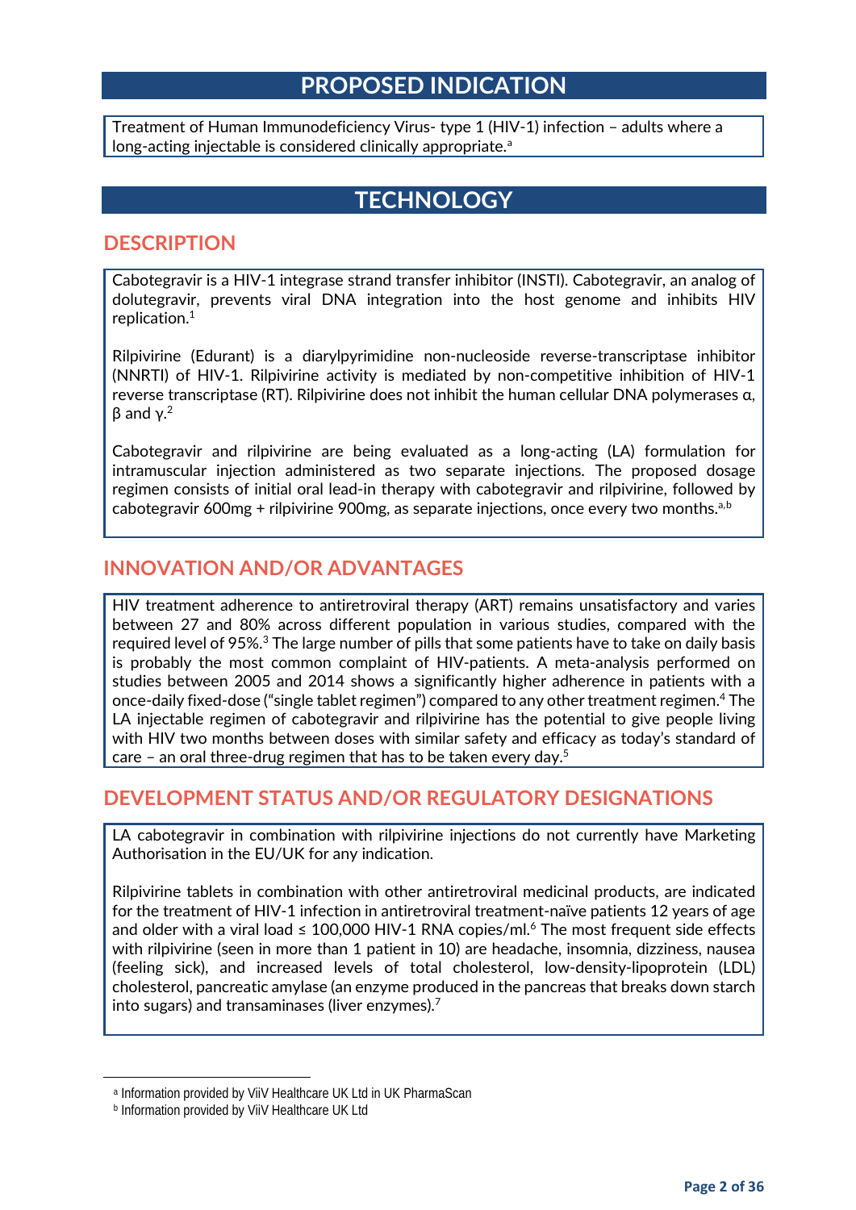## PROPOSED INDICATION

Treatment of Human Immunodeficiency Virus- type 1 (HIV-1) infection – adults where a long-acting injectable is considered clinically appropriate.[a]

## TECHNOLOGY

### DESCRIPTION

Cabotegravir is a HIV-1 integrase strand transfer inhibitor (INSTI). Cabotegravir, an analog of dolutegravir, prevents viral DNA integration into the host genome and inhibits HIV replication.[1]

Rilpivirine (Edurant) is a diarylpyrimidine non-nucleoside reverse-transcriptase inhibitor (NNRTI) of HIV-1. Rilpivirine activity is mediated by non-competitive inhibition of HIV-1 reverse transcriptase (RT). Rilpivirine does not inhibit the human cellular DNA polymerases α, β and γ.[2]

Cabotegravir and rilpivirine are being evaluated as a long-acting (LA) formulation for intramuscular injection administered as two separate injections. The proposed dosage regimen consists of initial oral lead-in therapy with cabotegravir and rilpivirine, followed by cabotegravir 600mg + rilpivirine 900mg, as separate injections, once every two months.[a,b]

### INNOVATION AND/OR ADVANTAGES

HIV treatment adherence to antiretroviral therapy (ART) remains unsatisfactory and varies between 27 and 80% across different population in various studies, compared with the required level of 95%.[3] The large number of pills that some patients have to take on daily basis is probably the most common complaint of HIV-patients. A meta-analysis performed on studies between 2005 and 2014 shows a significantly higher adherence in patients with a once-daily fixed-dose ("single tablet regimen") compared to any other treatment regimen.[4] The LA injectable regimen of cabotegravir and rilpivirine has the potential to give people living with HIV two months between doses with similar safety and efficacy as today's standard of care – an oral three-drug regimen that has to be taken every day.[5]

### DEVELOPMENT STATUS AND/OR REGULATORY DESIGNATIONS

LA cabotegravir in combination with rilpivirine injections do not currently have Marketing Authorisation in the EU/UK for any indication.

Rilpivirine tablets in combination with other antiretroviral medicinal products, are indicated for the treatment of HIV-1 infection in antiretroviral treatment-naïve patients 12 years of age and older with a viral load ≤ 100,000 HIV-1 RNA copies/ml.[6] The most frequent side effects with rilpivirine (seen in more than 1 patient in 10) are headache, insomnia, dizziness, nausea (feeling sick), and increased levels of total cholesterol, low-density-lipoprotein (LDL) cholesterol, pancreatic amylase (an enzyme produced in the pancreas that breaks down starch into sugars) and transaminases (liver enzymes).[7]

---

[a] Information provided by ViiV Healthcare UK Ltd in UK PharmaScan

[b] Information provided by ViiV Healthcare UK Ltd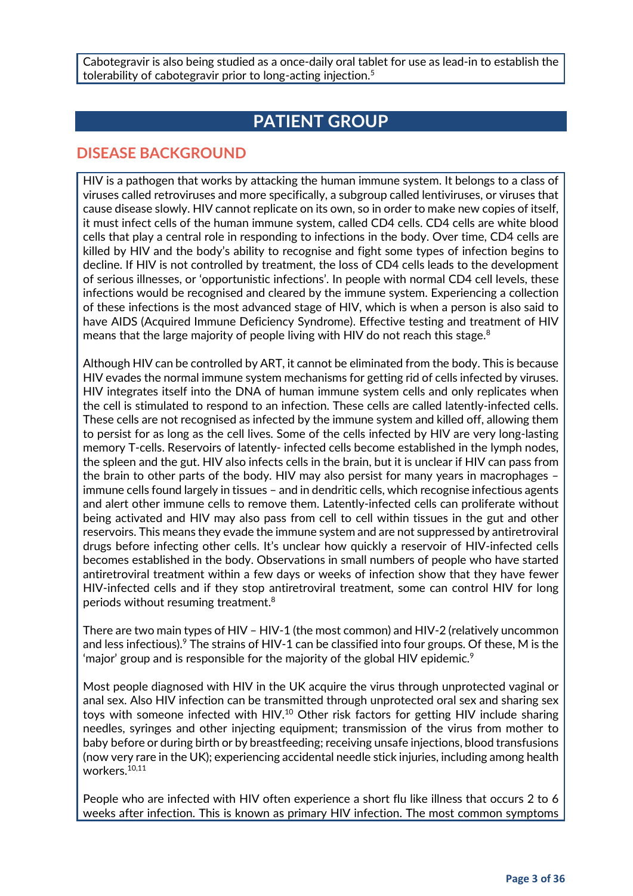Cabotegravir is also being studied as a once-daily oral tablet for use as lead-in to establish the tolerability of cabotegravir prior to long-acting injection.[5]

# PATIENT GROUP

## DISEASE BACKGROUND

HIV is a pathogen that works by attacking the human immune system. It belongs to a class of viruses called retroviruses and more specifically, a subgroup called lentiviruses, or viruses that cause disease slowly. HIV cannot replicate on its own, so in order to make new copies of itself, it must infect cells of the human immune system, called CD4 cells. CD4 cells are white blood cells that play a central role in responding to infections in the body. Over time, CD4 cells are killed by HIV and the body's ability to recognise and fight some types of infection begins to decline. If HIV is not controlled by treatment, the loss of CD4 cells leads to the development of serious illnesses, or 'opportunistic infections'. In people with normal CD4 cell levels, these infections would be recognised and cleared by the immune system. Experiencing a collection of these infections is the most advanced stage of HIV, which is when a person is also said to have AIDS (Acquired Immune Deficiency Syndrome). Effective testing and treatment of HIV means that the large majority of people living with HIV do not reach this stage.[8]

Although HIV can be controlled by ART, it cannot be eliminated from the body. This is because HIV evades the normal immune system mechanisms for getting rid of cells infected by viruses. HIV integrates itself into the DNA of human immune system cells and only replicates when the cell is stimulated to respond to an infection. These cells are called latently-infected cells. These cells are not recognised as infected by the immune system and killed off, allowing them to persist for as long as the cell lives. Some of the cells infected by HIV are very long-lasting memory T-cells. Reservoirs of latently- infected cells become established in the lymph nodes, the spleen and the gut. HIV also infects cells in the brain, but it is unclear if HIV can pass from the brain to other parts of the body. HIV may also persist for many years in macrophages – immune cells found largely in tissues – and in dendritic cells, which recognise infectious agents and alert other immune cells to remove them. Latently-infected cells can proliferate without being activated and HIV may also pass from cell to cell within tissues in the gut and other reservoirs. This means they evade the immune system and are not suppressed by antiretroviral drugs before infecting other cells. It's unclear how quickly a reservoir of HIV-infected cells becomes established in the body. Observations in small numbers of people who have started antiretroviral treatment within a few days or weeks of infection show that they have fewer HIV-infected cells and if they stop antiretroviral treatment, some can control HIV for long periods without resuming treatment.[8]

There are two main types of HIV – HIV-1 (the most common) and HIV-2 (relatively uncommon and less infectious).[9] The strains of HIV-1 can be classified into four groups. Of these, M is the 'major' group and is responsible for the majority of the global HIV epidemic.[9]

Most people diagnosed with HIV in the UK acquire the virus through unprotected vaginal or anal sex. Also HIV infection can be transmitted through unprotected oral sex and sharing sex toys with someone infected with HIV.[10] Other risk factors for getting HIV include sharing needles, syringes and other injecting equipment; transmission of the virus from mother to baby before or during birth or by breastfeeding; receiving unsafe injections, blood transfusions (now very rare in the UK); experiencing accidental needle stick injuries, including among health workers.[10,11]

People who are infected with HIV often experience a short flu like illness that occurs 2 to 6 weeks after infection. This is known as primary HIV infection. The most common symptoms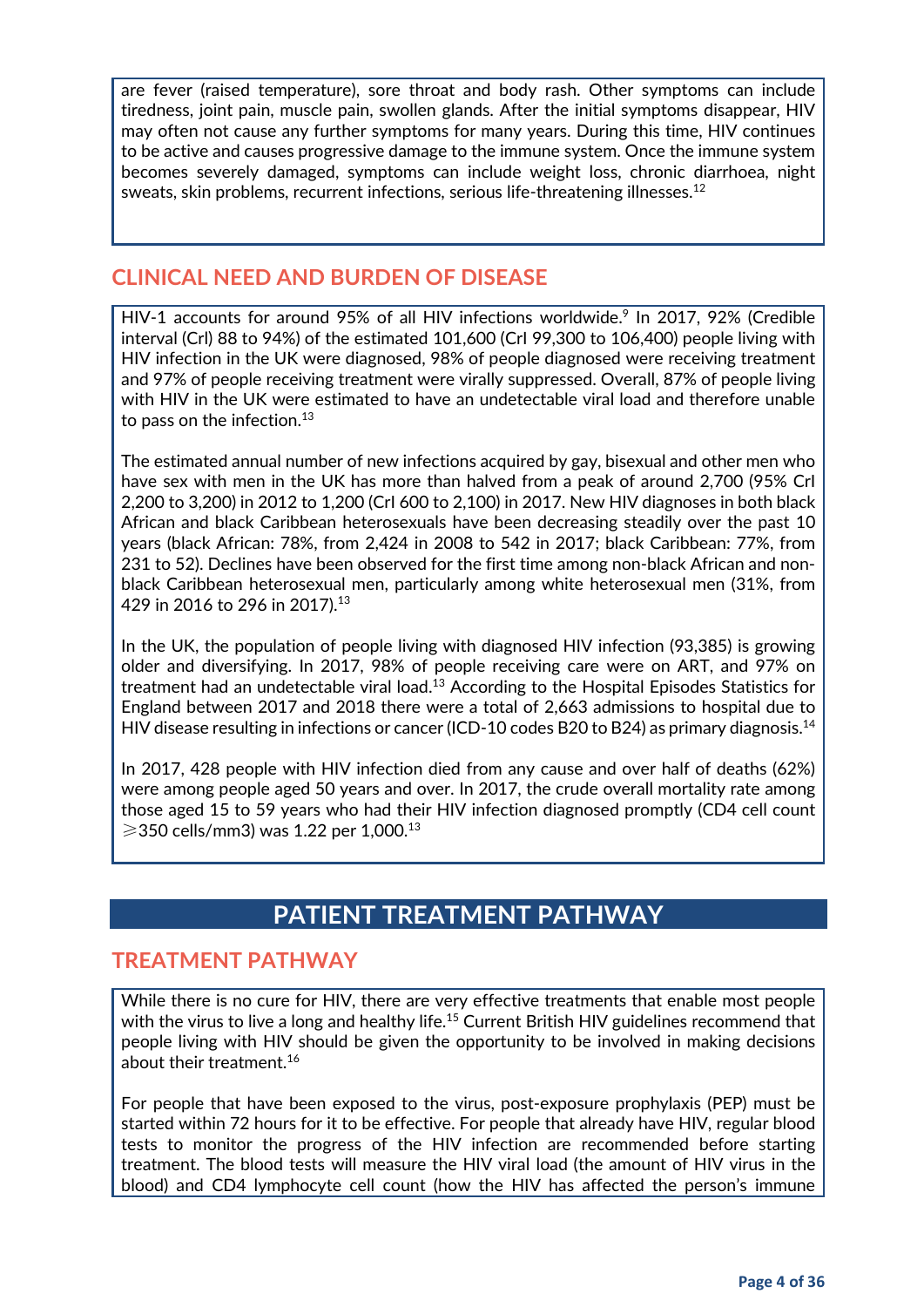are fever (raised temperature), sore throat and body rash. Other symptoms can include tiredness, joint pain, muscle pain, swollen glands. After the initial symptoms disappear, HIV may often not cause any further symptoms for many years. During this time, HIV continues to be active and causes progressive damage to the immune system. Once the immune system becomes severely damaged, symptoms can include weight loss, chronic diarrhoea, night sweats, skin problems, recurrent infections, serious life-threatening illnesses.[12]

## CLINICAL NEED AND BURDEN OF DISEASE

HIV-1 accounts for around 95% of all HIV infections worldwide.[9] In 2017, 92% (Credible interval (CrI) 88 to 94%) of the estimated 101,600 (CrI 99,300 to 106,400) people living with HIV infection in the UK were diagnosed, 98% of people diagnosed were receiving treatment and 97% of people receiving treatment were virally suppressed. Overall, 87% of people living with HIV in the UK were estimated to have an undetectable viral load and therefore unable to pass on the infection.[13]

The estimated annual number of new infections acquired by gay, bisexual and other men who have sex with men in the UK has more than halved from a peak of around 2,700 (95% CrI 2,200 to 3,200) in 2012 to 1,200 (CrI 600 to 2,100) in 2017. New HIV diagnoses in both black African and black Caribbean heterosexuals have been decreasing steadily over the past 10 years (black African: 78%, from 2,424 in 2008 to 542 in 2017; black Caribbean: 77%, from 231 to 52). Declines have been observed for the first time among non-black African and non-black Caribbean heterosexual men, particularly among white heterosexual men (31%, from 429 in 2016 to 296 in 2017).[13]

In the UK, the population of people living with diagnosed HIV infection (93,385) is growing older and diversifying. In 2017, 98% of people receiving care were on ART, and 97% on treatment had an undetectable viral load.[13] According to the Hospital Episodes Statistics for England between 2017 and 2018 there were a total of 2,663 admissions to hospital due to HIV disease resulting in infections or cancer (ICD-10 codes B20 to B24) as primary diagnosis.[14]

In 2017, 428 people with HIV infection died from any cause and over half of deaths (62%) were among people aged 50 years and over. In 2017, the crude overall mortality rate among those aged 15 to 59 years who had their HIV infection diagnosed promptly (CD4 cell count ⩾350 cells/mm3) was 1.22 per 1,000.[13]

# PATIENT TREATMENT PATHWAY

## TREATMENT PATHWAY

While there is no cure for HIV, there are very effective treatments that enable most people with the virus to live a long and healthy life.[15] Current British HIV guidelines recommend that people living with HIV should be given the opportunity to be involved in making decisions about their treatment.[16]

For people that have been exposed to the virus, post-exposure prophylaxis (PEP) must be started within 72 hours for it to be effective. For people that already have HIV, regular blood tests to monitor the progress of the HIV infection are recommended before starting treatment. The blood tests will measure the HIV viral load (the amount of HIV virus in the blood) and CD4 lymphocyte cell count (how the HIV has affected the person's immune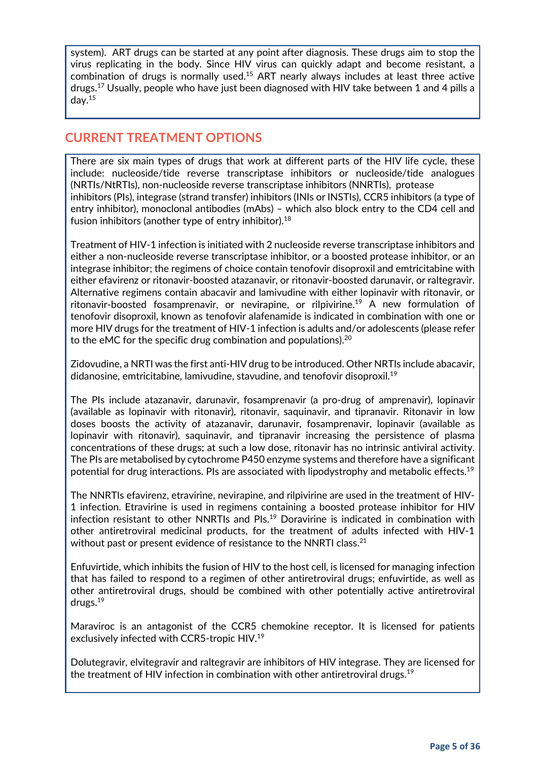system). ART drugs can be started at any point after diagnosis. These drugs aim to stop the virus replicating in the body. Since HIV virus can quickly adapt and become resistant, a combination of drugs is normally used.[15] ART nearly always includes at least three active drugs.[17] Usually, people who have just been diagnosed with HIV take between 1 and 4 pills a day.[15]

## CURRENT TREATMENT OPTIONS

There are six main types of drugs that work at different parts of the HIV life cycle, these include: nucleoside/tide reverse transcriptase inhibitors or nucleoside/tide analogues (NRTIs/NtRTIs), non-nucleoside reverse transcriptase inhibitors (NNRTIs), protease inhibitors (PIs), integrase (strand transfer) inhibitors (INIs or INSTIs), CCR5 inhibitors (a type of entry inhibitor), monoclonal antibodies (mAbs) – which also block entry to the CD4 cell and fusion inhibitors (another type of entry inhibitor).[18]

Treatment of HIV-1 infection is initiated with 2 nucleoside reverse transcriptase inhibitors and either a non-nucleoside reverse transcriptase inhibitor, or a boosted protease inhibitor, or an integrase inhibitor; the regimens of choice contain tenofovir disoproxil and emtricitabine with either efavirenz or ritonavir-boosted atazanavir, or ritonavir-boosted darunavir, or raltegravir. Alternative regimens contain abacavir and lamivudine with either lopinavir with ritonavir, or ritonavir-boosted fosamprenavir, or nevirapine, or rilpivirine.[19] A new formulation of tenofovir disoproxil, known as tenofovir alafenamide is indicated in combination with one or more HIV drugs for the treatment of HIV-1 infection is adults and/or adolescents (please refer to the eMC for the specific drug combination and populations).[20]

Zidovudine, a NRTI was the first anti-HIV drug to be introduced. Other NRTIs include abacavir, didanosine, emtricitabine, lamivudine, stavudine, and tenofovir disoproxil.[19]

The PIs include atazanavir, darunavir, fosamprenavir (a pro-drug of amprenavir), lopinavir (available as lopinavir with ritonavir), ritonavir, saquinavir, and tipranavir. Ritonavir in low doses boosts the activity of atazanavir, darunavir, fosamprenavir, lopinavir (available as lopinavir with ritonavir), saquinavir, and tipranavir increasing the persistence of plasma concentrations of these drugs; at such a low dose, ritonavir has no intrinsic antiviral activity. The PIs are metabolised by cytochrome P450 enzyme systems and therefore have a significant potential for drug interactions. PIs are associated with lipodystrophy and metabolic effects.[19]

The NNRTIs efavirenz, etravirine, nevirapine, and rilpivirine are used in the treatment of HIV-1 infection. Etravirine is used in regimens containing a boosted protease inhibitor for HIV infection resistant to other NNRTIs and PIs.[19] Doravirine is indicated in combination with other antiretroviral medicinal products, for the treatment of adults infected with HIV-1 without past or present evidence of resistance to the NNRTI class.[21]

Enfuvirtide, which inhibits the fusion of HIV to the host cell, is licensed for managing infection that has failed to respond to a regimen of other antiretroviral drugs; enfuvirtide, as well as other antiretroviral drugs, should be combined with other potentially active antiretroviral drugs.[19]

Maraviroc is an antagonist of the CCR5 chemokine receptor. It is licensed for patients exclusively infected with CCR5-tropic HIV.[19]

Dolutegravir, elvitegravir and raltegravir are inhibitors of HIV integrase. They are licensed for the treatment of HIV infection in combination with other antiretroviral drugs.[19]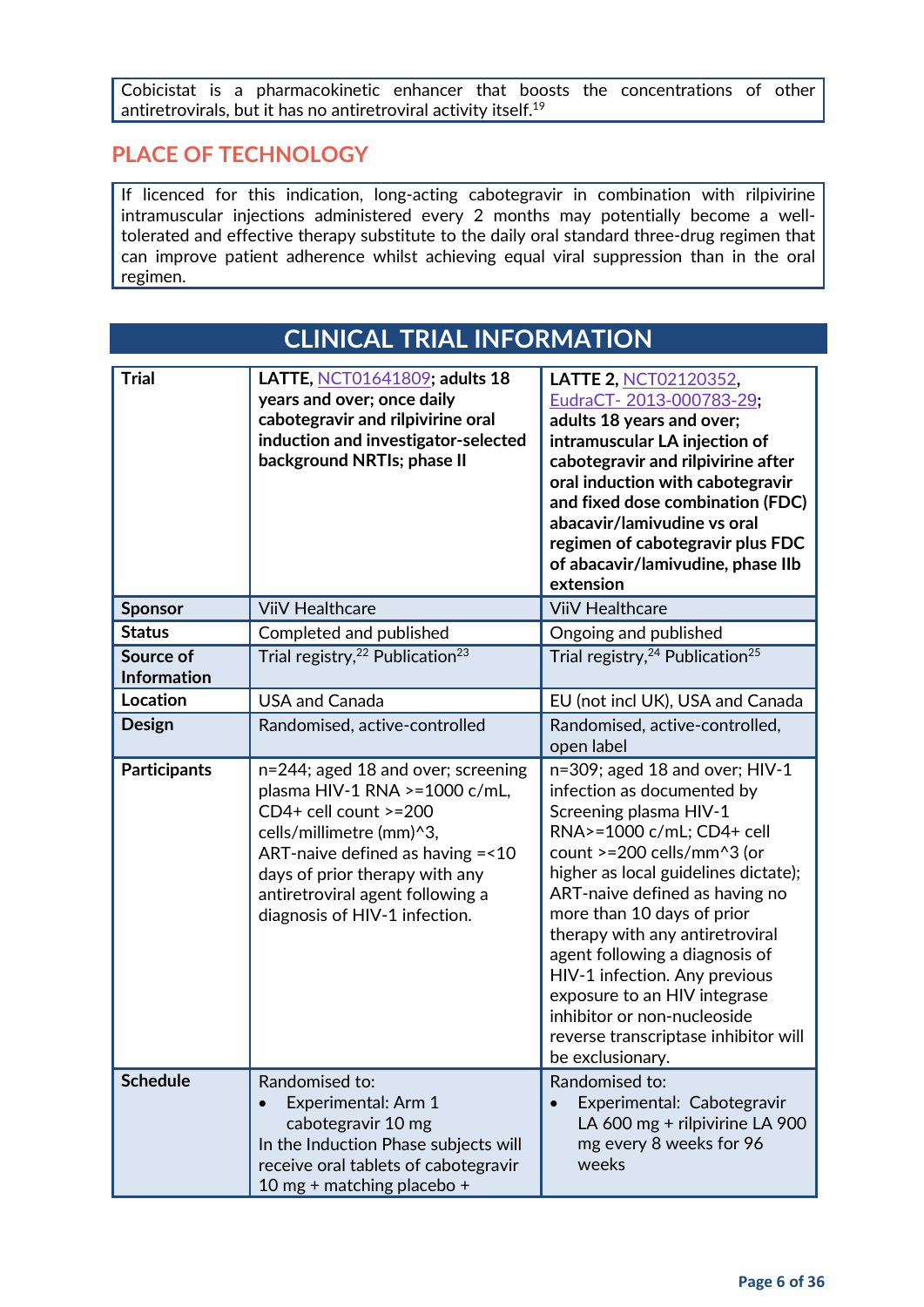Cobicistat is a pharmacokinetic enhancer that boosts the concentrations of other antiretrovirals, but it has no antiretroviral activity itself.[19]

## PLACE OF TECHNOLOGY

If licenced for this indication, long-acting cabotegravir in combination with rilpivirine intramuscular injections administered every 2 months may potentially become a well-tolerated and effective therapy substitute to the daily oral standard three-drug regimen that can improve patient adherence whilst achieving equal viral suppression than in the oral regimen.

## CLINICAL TRIAL INFORMATION

| **Trial** | **LATTE, NCT01641809; adults 18 years and over; once daily cabotegravir and rilpivirine oral induction and investigator-selected background NRTIs; phase II** | **LATTE 2, NCT02120352, EudraCT- 2013-000783-29; adults 18 years and over; intramuscular LA injection of cabotegravir and rilpivirine after oral induction with cabotegravir and fixed dose combination (FDC) abacavir/lamivudine vs oral regimen of cabotegravir plus FDC of abacavir/lamivudine, phase IIb extension** |
|---|---|---|
| **Sponsor** | ViiV Healthcare | ViiV Healthcare |
| **Status** | Completed and published | Ongoing and published |
| **Source of Information** | Trial registry,[22] Publication[23] | Trial registry,[24] Publication[25] |
| **Location** | USA and Canada | EU (not incl UK), USA and Canada |
| **Design** | Randomised, active-controlled | Randomised, active-controlled, open label |
| **Participants** | n=244; aged 18 and over; screening plasma HIV-1 RNA >=1000 c/mL, CD4+ cell count >=200 cells/millimetre (mm)^3, ART-naive defined as having =<10 days of prior therapy with any antiretroviral agent following a diagnosis of HIV-1 infection. | n=309; aged 18 and over; HIV-1 infection as documented by Screening plasma HIV-1 RNA>=1000 c/mL; CD4+ cell count >=200 cells/mm^3 (or higher as local guidelines dictate); ART-naive defined as having no more than 10 days of prior therapy with any antiretroviral agent following a diagnosis of HIV-1 infection. Any previous exposure to an HIV integrase inhibitor or non-nucleoside reverse transcriptase inhibitor will be exclusionary. |
| **Schedule** | Randomised to:<br>• Experimental: Arm 1 cabotegravir 10 mg<br>In the Induction Phase subjects will receive oral tablets of cabotegravir 10 mg + matching placebo + | Randomised to:<br>• Experimental: Cabotegravir LA 600 mg + rilpivirine LA 900 mg every 8 weeks for 96 weeks |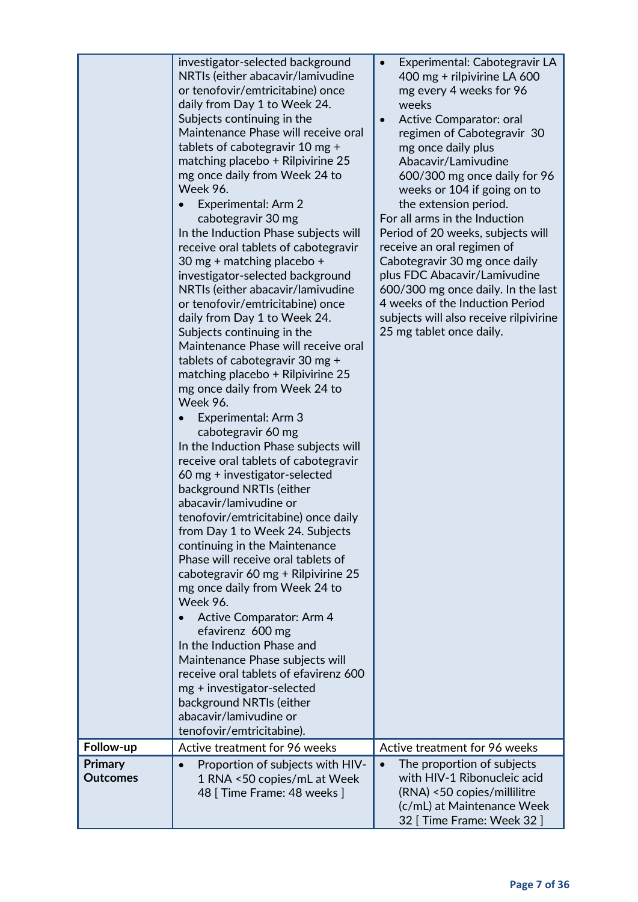| | | |
|---|---|---|
| | investigator-selected background NRTIs (either abacavir/lamivudine or tenofovir/emtricitabine) once daily from Day 1 to Week 24. Subjects continuing in the Maintenance Phase will receive oral tablets of cabotegravir 10 mg + matching placebo + Rilpivirine 25 mg once daily from Week 24 to Week 96.<br>• Experimental: Arm 2 cabotegravir 30 mg<br>In the Induction Phase subjects will receive oral tablets of cabotegravir 30 mg + matching placebo + investigator-selected background NRTIs (either abacavir/lamivudine or tenofovir/emtricitabine) once daily from Day 1 to Week 24. Subjects continuing in the Maintenance Phase will receive oral tablets of cabotegravir 30 mg + matching placebo + Rilpivirine 25 mg once daily from Week 24 to Week 96.<br>• Experimental: Arm 3 cabotegravir 60 mg<br>In the Induction Phase subjects will receive oral tablets of cabotegravir 60 mg + investigator-selected background NRTIs (either abacavir/lamivudine or tenofovir/emtricitabine) once daily from Day 1 to Week 24. Subjects continuing in the Maintenance Phase will receive oral tablets of cabotegravir 60 mg + Rilpivirine 25 mg once daily from Week 24 to Week 96.<br>• Active Comparator: Arm 4 efavirenz 600 mg<br>In the Induction Phase and Maintenance Phase subjects will receive oral tablets of efavirenz 600 mg + investigator-selected background NRTIs (either abacavir/lamivudine or tenofovir/emtricitabine). | • Experimental: Cabotegravir LA 400 mg + rilpivirine LA 600 mg every 4 weeks for 96 weeks<br>• Active Comparator: oral regimen of Cabotegravir 30 mg once daily plus Abacavir/Lamivudine 600/300 mg once daily for 96 weeks or 104 if going on to the extension period.<br>For all arms in the Induction Period of 20 weeks, subjects will receive an oral regimen of Cabotegravir 30 mg once daily plus FDC Abacavir/Lamivudine 600/300 mg once daily. In the last 4 weeks of the Induction Period subjects will also receive rilpivirine 25 mg tablet once daily. |
| **Follow-up** | Active treatment for 96 weeks | Active treatment for 96 weeks |
| **Primary Outcomes** | • Proportion of subjects with HIV-1 RNA <50 copies/mL at Week 48 [ Time Frame: 48 weeks ] | • The proportion of subjects with HIV-1 Ribonucleic acid (RNA) <50 copies/millilitre (c/mL) at Maintenance Week 32 [ Time Frame: Week 32 ] |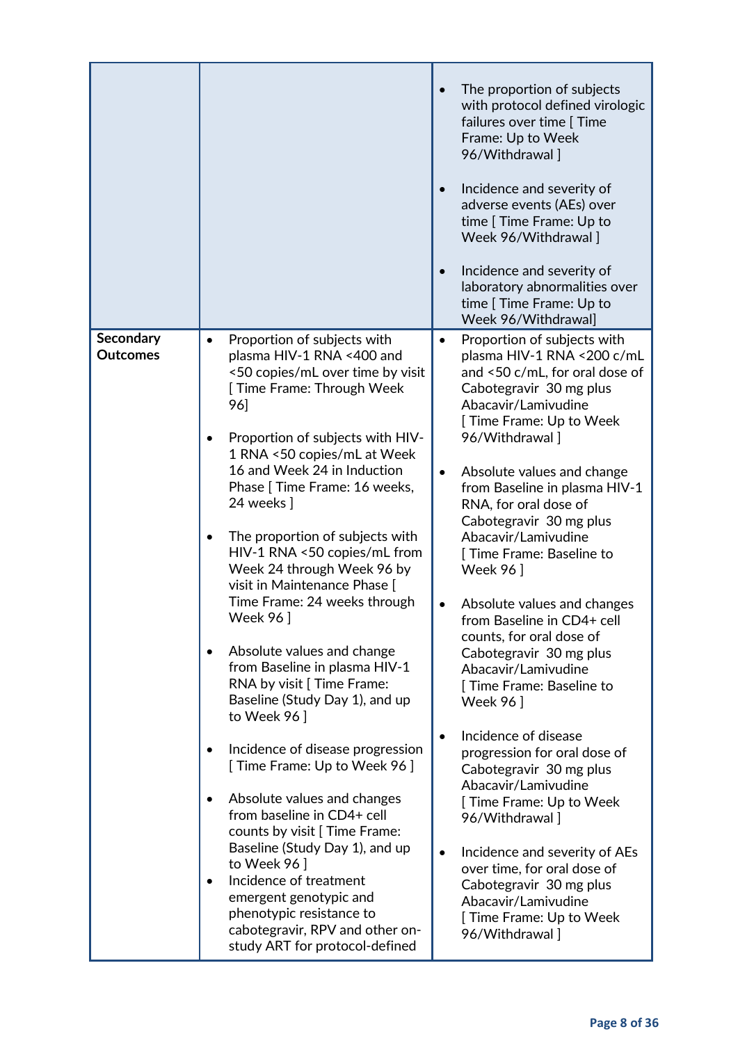| | | |
|---|---|---|
| | | • The proportion of subjects with protocol defined virologic failures over time [ Time Frame: Up to Week 96/Withdrawal ]<br><br>• Incidence and severity of adverse events (AEs) over time [ Time Frame: Up to Week 96/Withdrawal ]<br><br>• Incidence and severity of laboratory abnormalities over time [ Time Frame: Up to Week 96/Withdrawal] |
| **Secondary Outcomes** | • Proportion of subjects with plasma HIV-1 RNA <400 and <50 copies/mL over time by visit [ Time Frame: Through Week 96]<br><br>• Proportion of subjects with HIV-1 RNA <50 copies/mL at Week 16 and Week 24 in Induction Phase [ Time Frame: 16 weeks, 24 weeks ]<br><br>• The proportion of subjects with HIV-1 RNA <50 copies/mL from Week 24 through Week 96 by visit in Maintenance Phase [ Time Frame: 24 weeks through Week 96 ]<br><br>• Absolute values and change from Baseline in plasma HIV-1 RNA by visit [ Time Frame: Baseline (Study Day 1), and up to Week 96 ]<br><br>• Incidence of disease progression [ Time Frame: Up to Week 96 ]<br><br>• Absolute values and changes from baseline in CD4+ cell counts by visit [ Time Frame: Baseline (Study Day 1), and up to Week 96 ]<br>• Incidence of treatment emergent genotypic and phenotypic resistance to cabotegravir, RPV and other on-study ART for protocol-defined | • Proportion of subjects with plasma HIV-1 RNA <200 c/mL and <50 c/mL, for oral dose of Cabotegravir 30 mg plus Abacavir/Lamivudine [ Time Frame: Up to Week 96/Withdrawal ]<br><br>• Absolute values and change from Baseline in plasma HIV-1 RNA, for oral dose of Cabotegravir 30 mg plus Abacavir/Lamivudine [ Time Frame: Baseline to Week 96 ]<br><br>• Absolute values and changes from Baseline in CD4+ cell counts, for oral dose of Cabotegravir 30 mg plus Abacavir/Lamivudine [ Time Frame: Baseline to Week 96 ]<br><br>• Incidence of disease progression for oral dose of Cabotegravir 30 mg plus Abacavir/Lamivudine [ Time Frame: Up to Week 96/Withdrawal ]<br><br>• Incidence and severity of AEs over time, for oral dose of Cabotegravir 30 mg plus Abacavir/Lamivudine [ Time Frame: Up to Week 96/Withdrawal ] |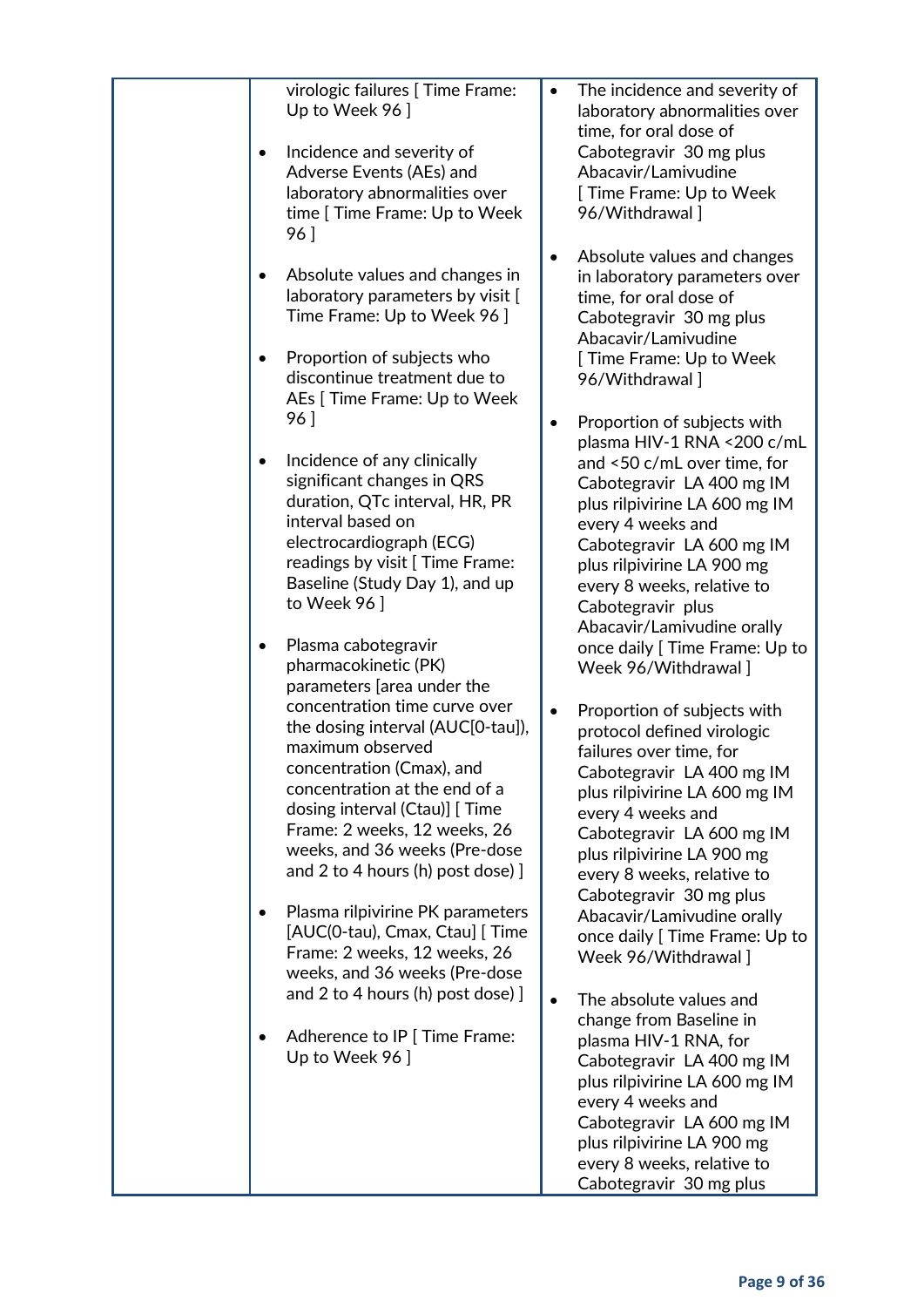| | | |
|---|---|---|
| | virologic failures [ Time Frame: Up to Week 96 ]<br><br>• Incidence and severity of Adverse Events (AEs) and laboratory abnormalities over time [ Time Frame: Up to Week 96 ]<br><br>• Absolute values and changes in laboratory parameters by visit [ Time Frame: Up to Week 96 ]<br><br>• Proportion of subjects who discontinue treatment due to AEs [ Time Frame: Up to Week 96 ]<br><br>• Incidence of any clinically significant changes in QRS duration, QTc interval, HR, PR interval based on electrocardiograph (ECG) readings by visit [ Time Frame: Baseline (Study Day 1), and up to Week 96 ]<br><br>• Plasma cabotegravir pharmacokinetic (PK) parameters [area under the concentration time curve over the dosing interval (AUC[0-tau]), maximum observed concentration (Cmax), and concentration at the end of a dosing interval (Ctau)] [ Time Frame: 2 weeks, 12 weeks, 26 weeks, and 36 weeks (Pre-dose and 2 to 4 hours (h) post dose) ]<br><br>• Plasma rilpivirine PK parameters [AUC(0-tau), Cmax, Ctau] [ Time Frame: 2 weeks, 12 weeks, 26 weeks, and 36 weeks (Pre-dose and 2 to 4 hours (h) post dose) ]<br><br>• Adherence to IP [ Time Frame: Up to Week 96 ] | • The incidence and severity of laboratory abnormalities over time, for oral dose of Cabotegravir 30 mg plus Abacavir/Lamivudine [ Time Frame: Up to Week 96/Withdrawal ]<br><br>• Absolute values and changes in laboratory parameters over time, for oral dose of Cabotegravir 30 mg plus Abacavir/Lamivudine [ Time Frame: Up to Week 96/Withdrawal ]<br><br>• Proportion of subjects with plasma HIV-1 RNA <200 c/mL and <50 c/mL over time, for Cabotegravir LA 400 mg IM plus rilpivirine LA 600 mg IM every 4 weeks and Cabotegravir LA 600 mg IM plus rilpivirine LA 900 mg every 8 weeks, relative to Cabotegravir plus Abacavir/Lamivudine orally once daily [ Time Frame: Up to Week 96/Withdrawal ]<br><br>• Proportion of subjects with protocol defined virologic failures over time, for Cabotegravir LA 400 mg IM plus rilpivirine LA 600 mg IM every 4 weeks and Cabotegravir LA 600 mg IM plus rilpivirine LA 900 mg every 8 weeks, relative to Cabotegravir 30 mg plus Abacavir/Lamivudine orally once daily [ Time Frame: Up to Week 96/Withdrawal ]<br><br>• The absolute values and change from Baseline in plasma HIV-1 RNA, for Cabotegravir LA 400 mg IM plus rilpivirine LA 600 mg IM every 4 weeks and Cabotegravir LA 600 mg IM plus rilpivirine LA 900 mg every 8 weeks, relative to Cabotegravir 30 mg plus |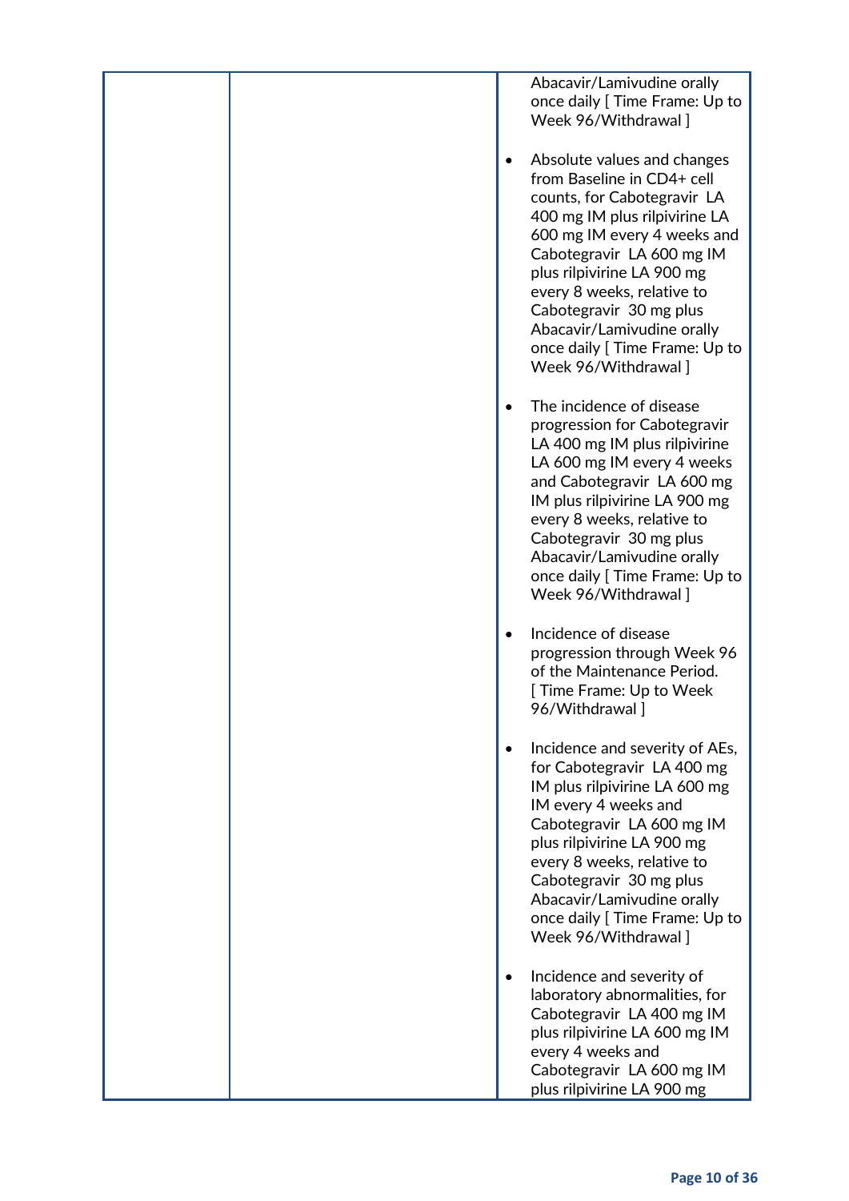| | | Abacavir/Lamivudine orally once daily [ Time Frame: Up to Week 96/Withdrawal ]<br><br>• Absolute values and changes from Baseline in CD4+ cell counts, for Cabotegravir LA 400 mg IM plus rilpivirine LA 600 mg IM every 4 weeks and Cabotegravir LA 600 mg IM plus rilpivirine LA 900 mg every 8 weeks, relative to Cabotegravir 30 mg plus Abacavir/Lamivudine orally once daily [ Time Frame: Up to Week 96/Withdrawal ]<br><br>• The incidence of disease progression for Cabotegravir LA 400 mg IM plus rilpivirine LA 600 mg IM every 4 weeks and Cabotegravir LA 600 mg IM plus rilpivirine LA 900 mg every 8 weeks, relative to Cabotegravir 30 mg plus Abacavir/Lamivudine orally once daily [ Time Frame: Up to Week 96/Withdrawal ]<br><br>• Incidence of disease progression through Week 96 of the Maintenance Period. [ Time Frame: Up to Week 96/Withdrawal ]<br><br>• Incidence and severity of AEs, for Cabotegravir LA 400 mg IM plus rilpivirine LA 600 mg IM every 4 weeks and Cabotegravir LA 600 mg IM plus rilpivirine LA 900 mg every 8 weeks, relative to Cabotegravir 30 mg plus Abacavir/Lamivudine orally once daily [ Time Frame: Up to Week 96/Withdrawal ]<br><br>• Incidence and severity of laboratory abnormalities, for Cabotegravir LA 400 mg IM plus rilpivirine LA 600 mg IM every 4 weeks and Cabotegravir LA 600 mg IM plus rilpivirine LA 900 mg |
|---|---|---|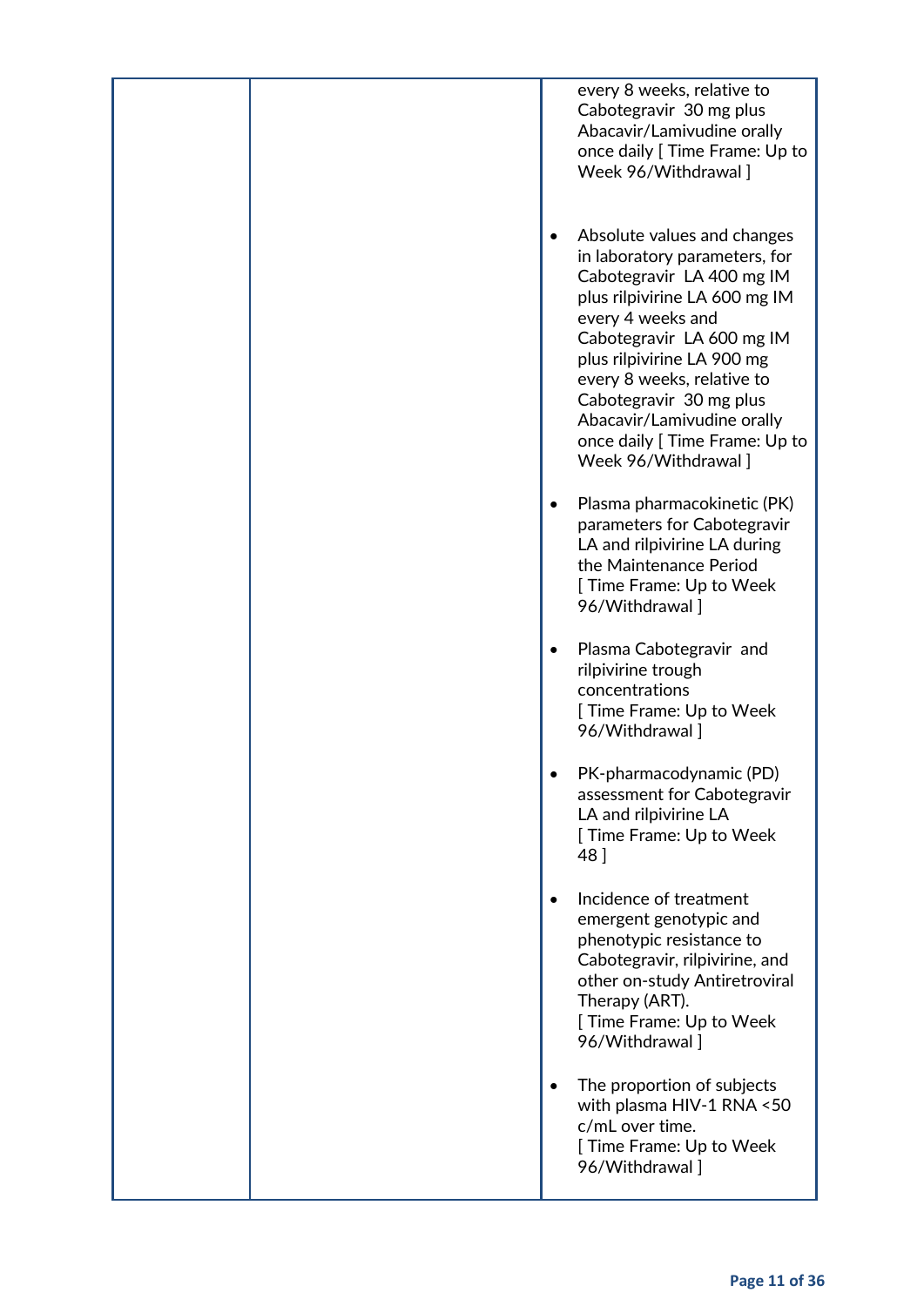| | | |
|---|---|---|
| | | every 8 weeks, relative to Cabotegravir 30 mg plus Abacavir/Lamivudine orally once daily [ Time Frame: Up to Week 96/Withdrawal ]<br><br>• Absolute values and changes in laboratory parameters, for Cabotegravir LA 400 mg IM plus rilpivirine LA 600 mg IM every 4 weeks and Cabotegravir LA 600 mg IM plus rilpivirine LA 900 mg every 8 weeks, relative to Cabotegravir 30 mg plus Abacavir/Lamivudine orally once daily [ Time Frame: Up to Week 96/Withdrawal ]<br><br>• Plasma pharmacokinetic (PK) parameters for Cabotegravir LA and rilpivirine LA during the Maintenance Period [ Time Frame: Up to Week 96/Withdrawal ]<br><br>• Plasma Cabotegravir and rilpivirine trough concentrations [ Time Frame: Up to Week 96/Withdrawal ]<br><br>• PK-pharmacodynamic (PD) assessment for Cabotegravir LA and rilpivirine LA [ Time Frame: Up to Week 48 ]<br><br>• Incidence of treatment emergent genotypic and phenotypic resistance to Cabotegravir, rilpivirine, and other on-study Antiretroviral Therapy (ART). [ Time Frame: Up to Week 96/Withdrawal ]<br><br>• The proportion of subjects with plasma HIV-1 RNA <50 c/mL over time. [ Time Frame: Up to Week 96/Withdrawal ] |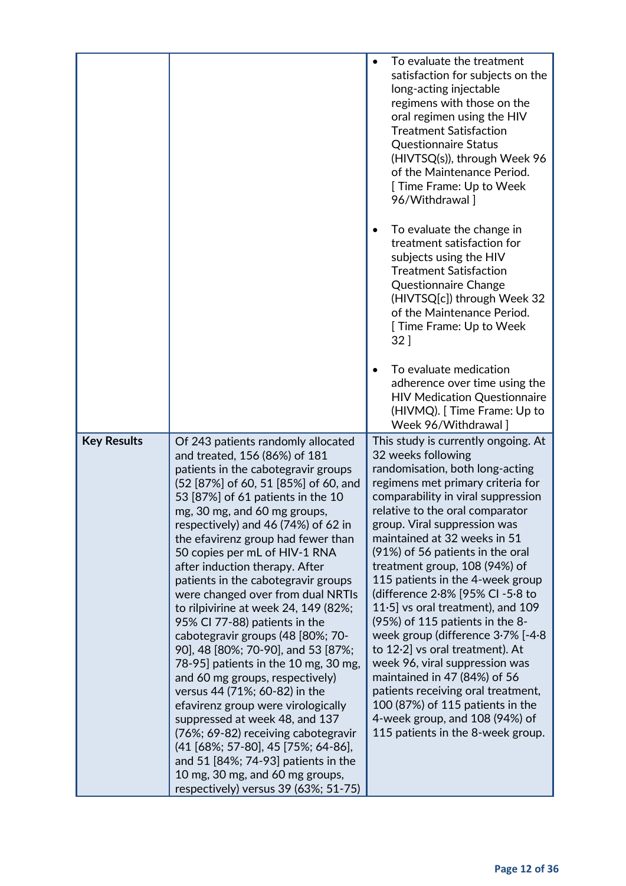| | | |
|---|---|---|
| | | • To evaluate the treatment satisfaction for subjects on the long-acting injectable regimens with those on the oral regimen using the HIV Treatment Satisfaction Questionnaire Status (HIVTSQ(s)), through Week 96 of the Maintenance Period. [ Time Frame: Up to Week 96/Withdrawal ]<br><br>• To evaluate the change in treatment satisfaction for subjects using the HIV Treatment Satisfaction Questionnaire Change (HIVTSQ[c]) through Week 32 of the Maintenance Period. [ Time Frame: Up to Week 32 ]<br><br>• To evaluate medication adherence over time using the HIV Medication Questionnaire (HIVMQ). [ Time Frame: Up to Week 96/Withdrawal ] |
| **Key Results** | Of 243 patients randomly allocated and treated, 156 (86%) of 181 patients in the cabotegravir groups (52 [87%] of 60, 51 [85%] of 60, and 53 [87%] of 61 patients in the 10 mg, 30 mg, and 60 mg groups, respectively) and 46 (74%) of 62 in the efavirenz group had fewer than 50 copies per mL of HIV-1 RNA after induction therapy. After patients in the cabotegravir groups were changed over from dual NRTIs to rilpivirine at week 24, 149 (82%; 95% CI 77-88) patients in the cabotegravir groups (48 [80%; 70-90], 48 [80%; 70-90], and 53 [87%; 78-95] patients in the 10 mg, 30 mg, and 60 mg groups, respectively) versus 44 (71%; 60-82) in the efavirenz group were virologically suppressed at week 48, and 137 (76%; 69-82) receiving cabotegravir (41 [68%; 57-80], 45 [75%; 64-86], and 51 [84%; 74-93] patients in the 10 mg, 30 mg, and 60 mg groups, respectively) versus 39 (63%; 51-75) | This study is currently ongoing. At 32 weeks following randomisation, both long-acting regimens met primary criteria for comparability in viral suppression relative to the oral comparator group. Viral suppression was maintained at 32 weeks in 51 (91%) of 56 patients in the oral treatment group, 108 (94%) of 115 patients in the 4-week group (difference 2·8% [95% CI -5·8 to 11·5] vs oral treatment), and 109 (95%) of 115 patients in the 8-week group (difference 3·7% [-4·8 to 12·2] vs oral treatment). At week 96, viral suppression was maintained in 47 (84%) of 56 patients receiving oral treatment, 100 (87%) of 115 patients in the 4-week group, and 108 (94%) of 115 patients in the 8-week group. |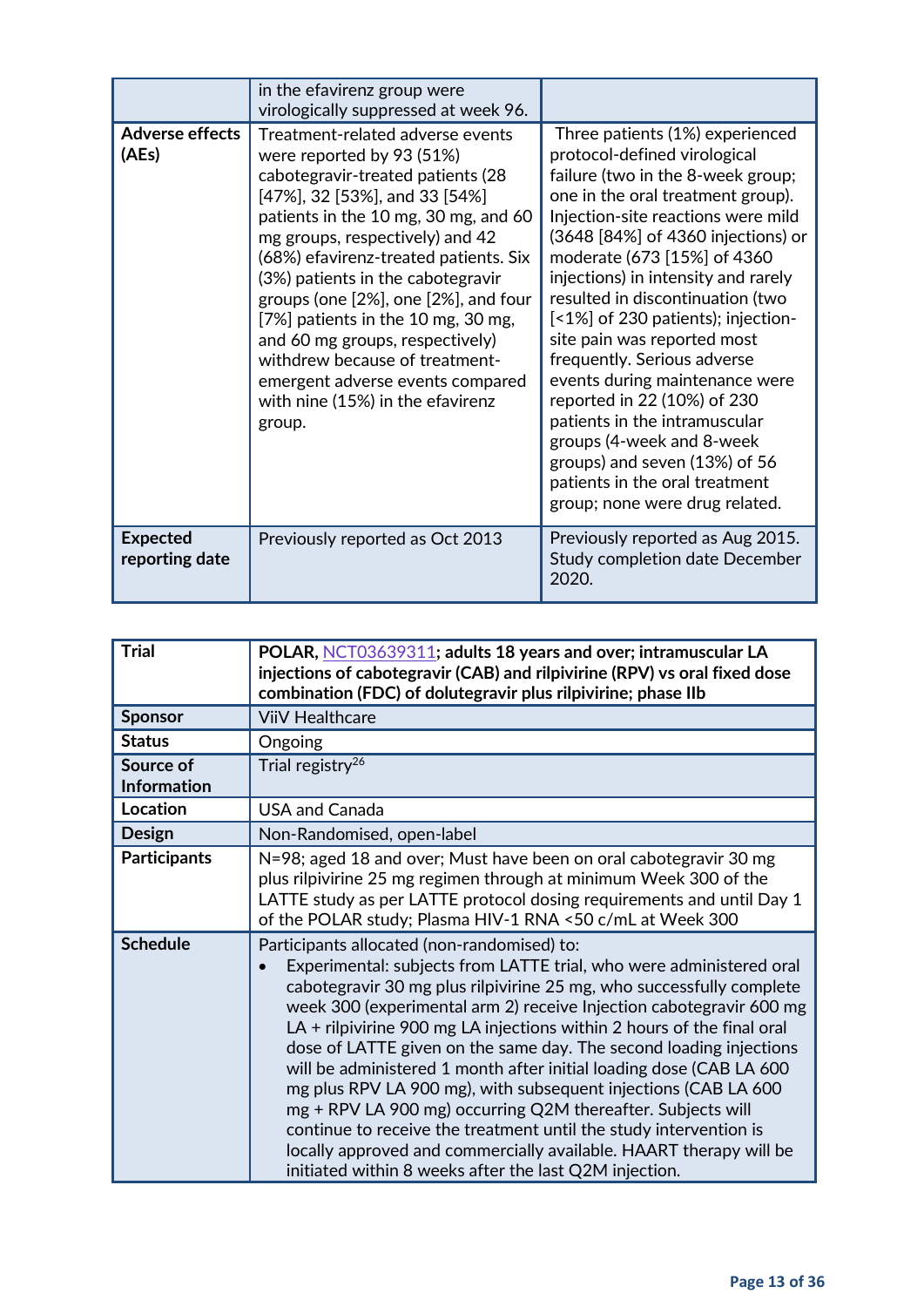|  | in the efavirenz group were virologically suppressed at week 96. |  |
|---|---|---|
| **Adverse effects (AEs)** | Treatment-related adverse events were reported by 93 (51%) cabotegravir-treated patients (28 [47%], 32 [53%], and 33 [54%] patients in the 10 mg, 30 mg, and 60 mg groups, respectively) and 42 (68%) efavirenz-treated patients. Six (3%) patients in the cabotegravir groups (one [2%], one [2%], and four [7%] patients in the 10 mg, 30 mg, and 60 mg groups, respectively) withdrew because of treatment-emergent adverse events compared with nine (15%) in the efavirenz group. | Three patients (1%) experienced protocol-defined virological failure (two in the 8-week group; one in the oral treatment group). Injection-site reactions were mild (3648 [84%] of 4360 injections) or moderate (673 [15%] of 4360 injections) in intensity and rarely resulted in discontinuation (two [<1%] of 230 patients); injection-site pain was reported most frequently. Serious adverse events during maintenance were reported in 22 (10%) of 230 patients in the intramuscular groups (4-week and 8-week groups) and seven (13%) of 56 patients in the oral treatment group; none were drug related. |
| **Expected reporting date** | Previously reported as Oct 2013 | Previously reported as Aug 2015. Study completion date December 2020. |

| **Trial** | **POLAR, NCT03639311; adults 18 years and over; intramuscular LA injections of cabotegravir (CAB) and rilpivirine (RPV) vs oral fixed dose combination (FDC) of dolutegravir plus rilpivirine; phase IIb** |
|---|---|
| **Sponsor** | ViiV Healthcare |
| **Status** | Ongoing |
| **Source of Information** | Trial registry[26] |
| **Location** | USA and Canada |
| **Design** | Non-Randomised, open-label |
| **Participants** | N=98; aged 18 and over; Must have been on oral cabotegravir 30 mg plus rilpivirine 25 mg regimen through at minimum Week 300 of the LATTE study as per LATTE protocol dosing requirements and until Day 1 of the POLAR study; Plasma HIV-1 RNA <50 c/mL at Week 300 |
| **Schedule** | Participants allocated (non-randomised) to:<br>• Experimental: subjects from LATTE trial, who were administered oral cabotegravir 30 mg plus rilpivirine 25 mg, who successfully complete week 300 (experimental arm 2) receive Injection cabotegravir 600 mg LA + rilpivirine 900 mg LA injections within 2 hours of the final oral dose of LATTE given on the same day. The second loading injections will be administered 1 month after initial loading dose (CAB LA 600 mg plus RPV LA 900 mg), with subsequent injections (CAB LA 600 mg + RPV LA 900 mg) occurring Q2M thereafter. Subjects will continue to receive the treatment until the study intervention is locally approved and commercially available. HAART therapy will be initiated within 8 weeks after the last Q2M injection. |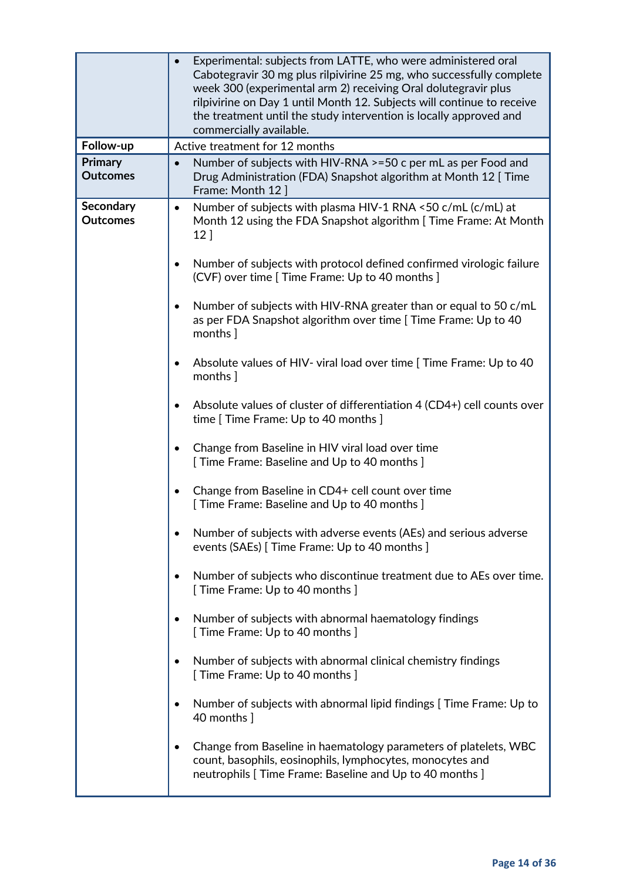| | |
|---|---|
| | • Experimental: subjects from LATTE, who were administered oral Cabotegravir 30 mg plus rilpivirine 25 mg, who successfully complete week 300 (experimental arm 2) receiving Oral dolutegravir plus rilpivirine on Day 1 until Month 12. Subjects will continue to receive the treatment until the study intervention is locally approved and commercially available. |
| **Follow-up** | Active treatment for 12 months |
| **Primary Outcomes** | • Number of subjects with HIV-RNA >=50 c per mL as per Food and Drug Administration (FDA) Snapshot algorithm at Month 12 [ Time Frame: Month 12 ] |
| **Secondary Outcomes** | • Number of subjects with plasma HIV-1 RNA <50 c/mL (c/mL) at Month 12 using the FDA Snapshot algorithm [ Time Frame: At Month 12 ]<br><br>• Number of subjects with protocol defined confirmed virologic failure (CVF) over time [ Time Frame: Up to 40 months ]<br><br>• Number of subjects with HIV-RNA greater than or equal to 50 c/mL as per FDA Snapshot algorithm over time [ Time Frame: Up to 40 months ]<br><br>• Absolute values of HIV- viral load over time [ Time Frame: Up to 40 months ]<br><br>• Absolute values of cluster of differentiation 4 (CD4+) cell counts over time [ Time Frame: Up to 40 months ]<br><br>• Change from Baseline in HIV viral load over time [ Time Frame: Baseline and Up to 40 months ]<br><br>• Change from Baseline in CD4+ cell count over time [ Time Frame: Baseline and Up to 40 months ]<br><br>• Number of subjects with adverse events (AEs) and serious adverse events (SAEs) [ Time Frame: Up to 40 months ]<br><br>• Number of subjects who discontinue treatment due to AEs over time. [ Time Frame: Up to 40 months ]<br><br>• Number of subjects with abnormal haematology findings [ Time Frame: Up to 40 months ]<br><br>• Number of subjects with abnormal clinical chemistry findings [ Time Frame: Up to 40 months ]<br><br>• Number of subjects with abnormal lipid findings [ Time Frame: Up to 40 months ]<br><br>• Change from Baseline in haematology parameters of platelets, WBC count, basophils, eosinophils, lymphocytes, monocytes and neutrophils [ Time Frame: Baseline and Up to 40 months ] |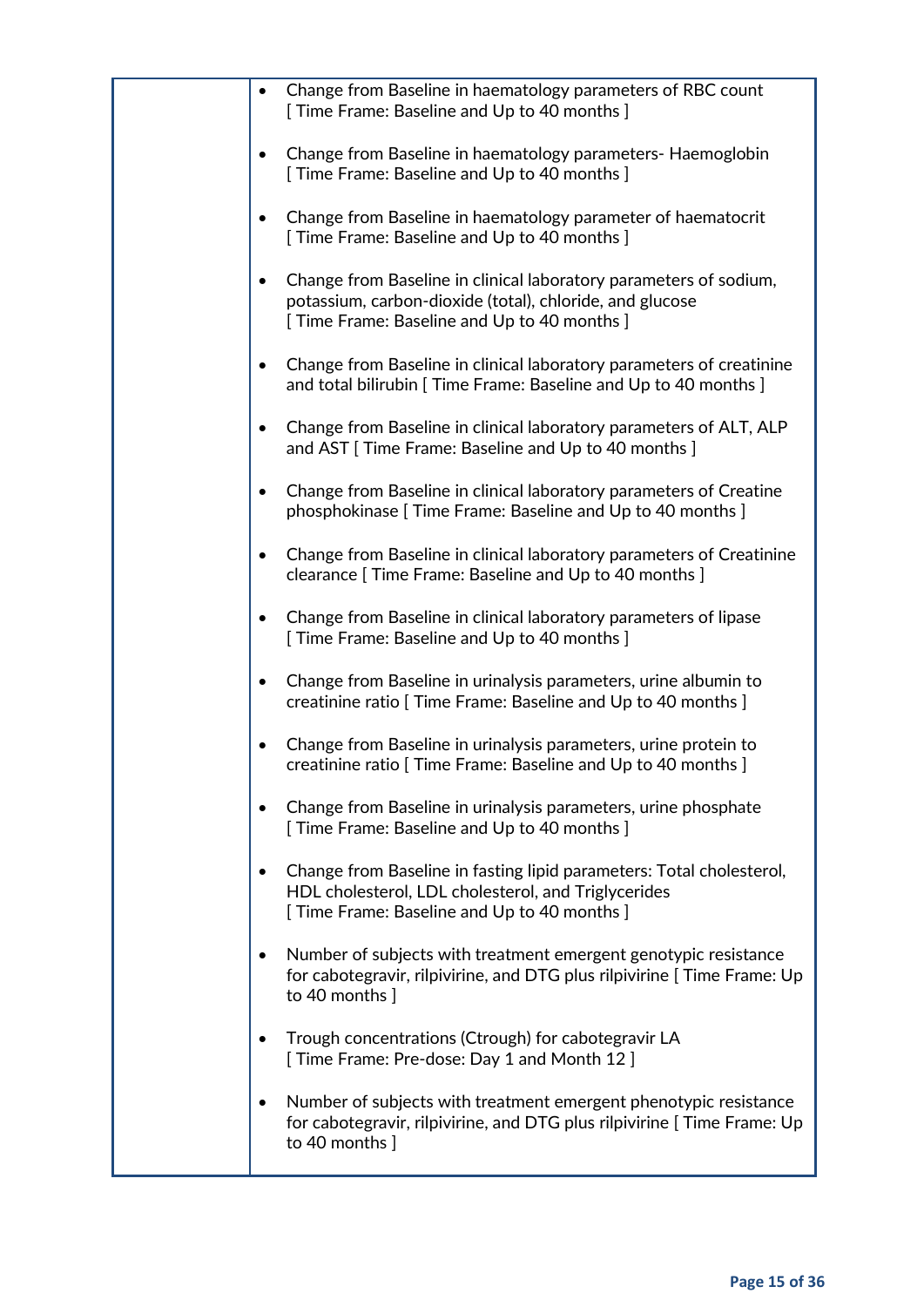| | |
|---|---|
| | • Change from Baseline in haematology parameters of RBC count [ Time Frame: Baseline and Up to 40 months ]<br><br>• Change from Baseline in haematology parameters- Haemoglobin [ Time Frame: Baseline and Up to 40 months ]<br><br>• Change from Baseline in haematology parameter of haematocrit [ Time Frame: Baseline and Up to 40 months ]<br><br>• Change from Baseline in clinical laboratory parameters of sodium, potassium, carbon-dioxide (total), chloride, and glucose [ Time Frame: Baseline and Up to 40 months ]<br><br>• Change from Baseline in clinical laboratory parameters of creatinine and total bilirubin [ Time Frame: Baseline and Up to 40 months ]<br><br>• Change from Baseline in clinical laboratory parameters of ALT, ALP and AST [ Time Frame: Baseline and Up to 40 months ]<br><br>• Change from Baseline in clinical laboratory parameters of Creatine phosphokinase [ Time Frame: Baseline and Up to 40 months ]<br><br>• Change from Baseline in clinical laboratory parameters of Creatinine clearance [ Time Frame: Baseline and Up to 40 months ]<br><br>• Change from Baseline in clinical laboratory parameters of lipase [ Time Frame: Baseline and Up to 40 months ]<br><br>• Change from Baseline in urinalysis parameters, urine albumin to creatinine ratio [ Time Frame: Baseline and Up to 40 months ]<br><br>• Change from Baseline in urinalysis parameters, urine protein to creatinine ratio [ Time Frame: Baseline and Up to 40 months ]<br><br>• Change from Baseline in urinalysis parameters, urine phosphate [ Time Frame: Baseline and Up to 40 months ]<br><br>• Change from Baseline in fasting lipid parameters: Total cholesterol, HDL cholesterol, LDL cholesterol, and Triglycerides [ Time Frame: Baseline and Up to 40 months ]<br><br>• Number of subjects with treatment emergent genotypic resistance for cabotegravir, rilpivirine, and DTG plus rilpivirine [ Time Frame: Up to 40 months ]<br><br>• Trough concentrations (Ctrough) for cabotegravir LA [ Time Frame: Pre-dose: Day 1 and Month 12 ]<br><br>• Number of subjects with treatment emergent phenotypic resistance for cabotegravir, rilpivirine, and DTG plus rilpivirine [ Time Frame: Up to 40 months ] |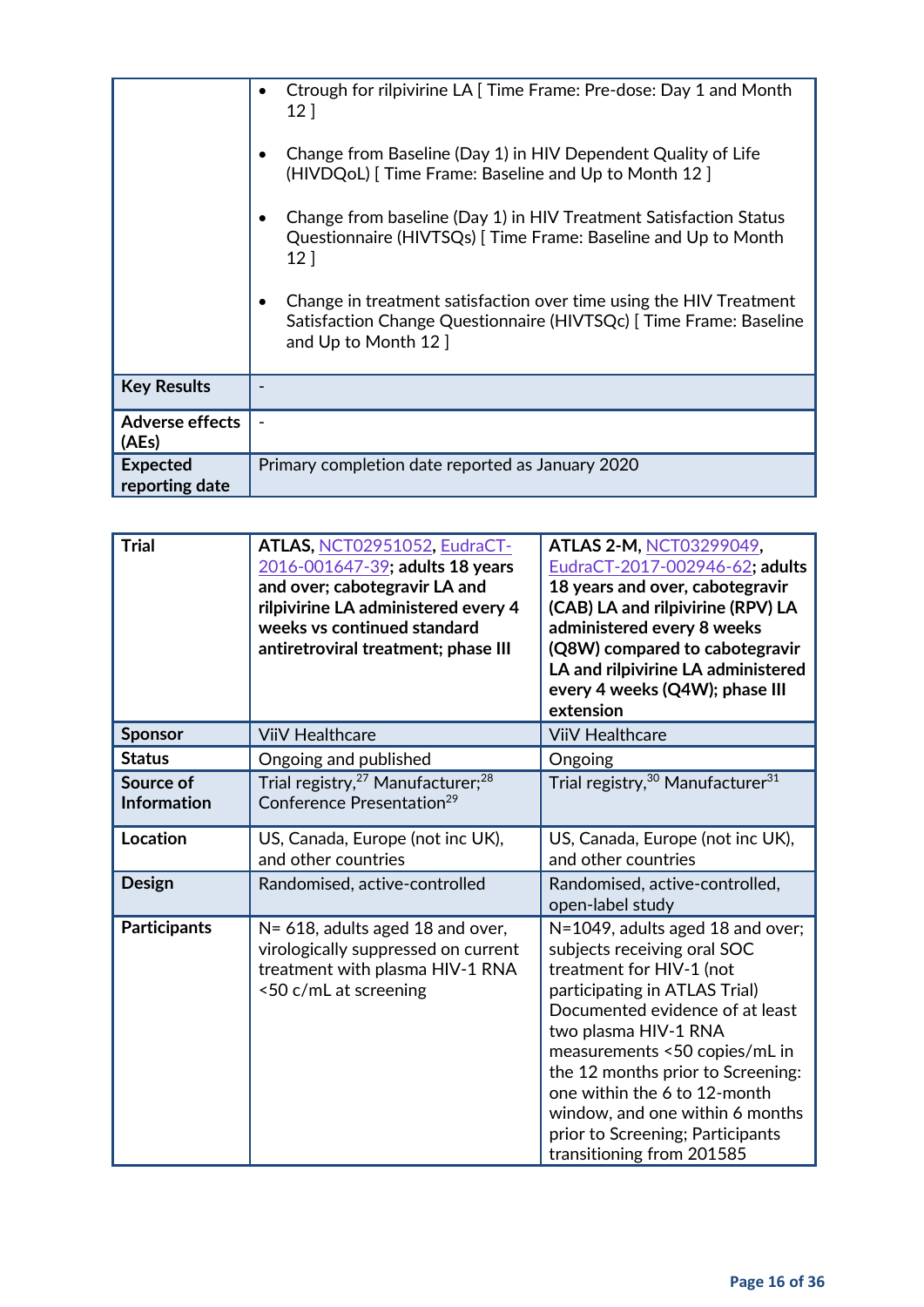| | |
|---|---|
| | • Ctrough for rilpivirine LA [ Time Frame: Pre-dose: Day 1 and Month 12 ]<br><br>• Change from Baseline (Day 1) in HIV Dependent Quality of Life (HIVDQoL) [ Time Frame: Baseline and Up to Month 12 ]<br><br>• Change from baseline (Day 1) in HIV Treatment Satisfaction Status Questionnaire (HIVTSQs) [ Time Frame: Baseline and Up to Month 12 ]<br><br>• Change in treatment satisfaction over time using the HIV Treatment Satisfaction Change Questionnaire (HIVTSQc) [ Time Frame: Baseline and Up to Month 12 ] |
| **Key Results** | - |
| **Adverse effects (AEs)** | - |
| **Expected reporting date** | Primary completion date reported as January 2020 |

| **Trial** | **ATLAS, NCT02951052, EudraCT-2016-001647-39; adults 18 years and over; cabotegravir LA and rilpivirine LA administered every 4 weeks vs continued standard antiretroviral treatment; phase III** | **ATLAS 2-M, NCT03299049, EudraCT-2017-002946-62; adults 18 years and over, cabotegravir (CAB) LA and rilpivirine (RPV) LA administered every 8 weeks (Q8W) compared to cabotegravir LA and rilpivirine LA administered every 4 weeks (Q4W); phase III extension** |
|---|---|---|
| **Sponsor** | ViiV Healthcare | ViiV Healthcare |
| **Status** | Ongoing and published | Ongoing |
| **Source of Information** | Trial registry,[27] Manufacturer;[28] Conference Presentation[29] | Trial registry,[30] Manufacturer[31] |
| **Location** | US, Canada, Europe (not inc UK), and other countries | US, Canada, Europe (not inc UK), and other countries |
| **Design** | Randomised, active-controlled | Randomised, active-controlled, open-label study |
| **Participants** | N= 618, adults aged 18 and over, virologically suppressed on current treatment with HIV-1 RNA <50 c/mL at screening | N=1049, adults aged 18 and over; subjects receiving oral SOC treatment for HIV-1 (not participating in ATLAS Trial) Documented evidence of at least two plasma HIV-1 RNA measurements <50 copies/mL in the 12 months prior to Screening: one within the 6 to 12-month window, and one within 6 months prior to Screening; Participants transitioning from 201585 |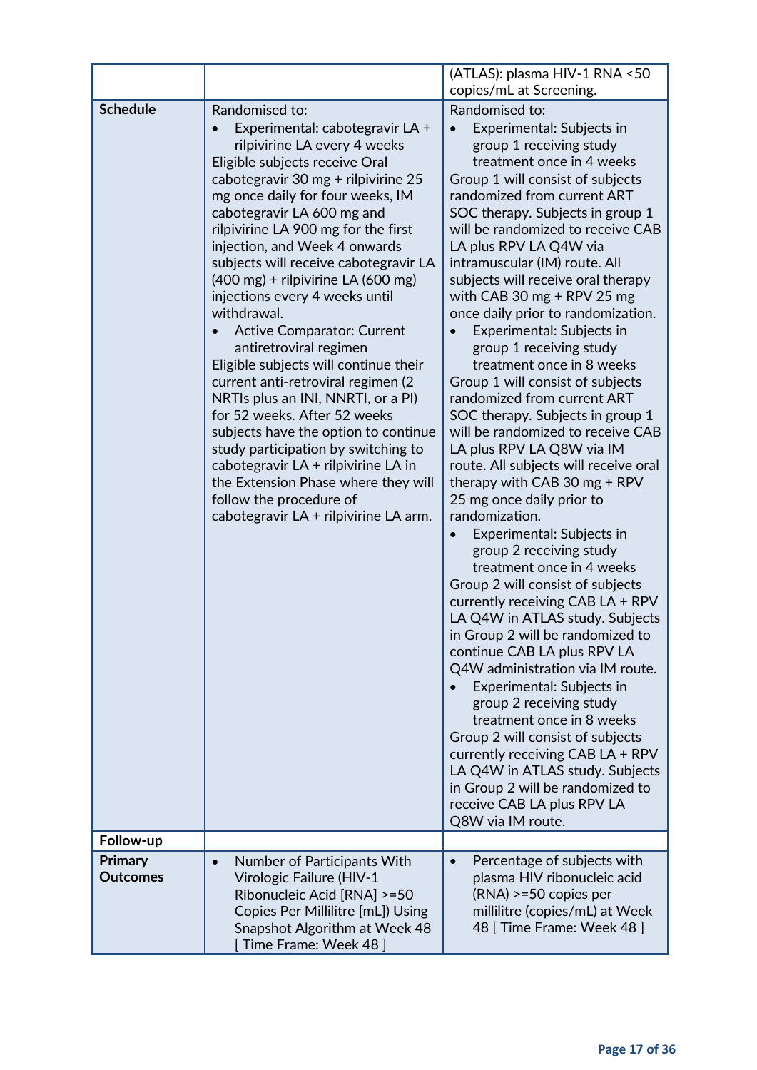| | | |
|---|---|---|
| | | (ATLAS): plasma HIV-1 RNA <50 copies/mL at Screening. |
| **Schedule** | Randomised to:<br>• Experimental: cabotegravir LA + rilpivirine LA every 4 weeks<br>Eligible subjects receive Oral cabotegravir 30 mg + rilpivirine 25 mg once daily for four weeks, IM cabotegravir LA 600 mg and rilpivirine LA 900 mg for the first injection, and Week 4 onwards subjects will receive cabotegravir LA (400 mg) + rilpivirine LA (600 mg) injections every 4 weeks until withdrawal.<br>• Active Comparator: Current antiretroviral regimen<br>Eligible subjects will continue their current anti-retroviral regimen (2 NRTIs plus an INI, NNRTI, or a PI) for 52 weeks. After 52 weeks subjects have the option to continue study participation by switching to cabotegravir LA + rilpivirine LA in the Extension Phase where they will follow the procedure of cabotegravir LA + rilpivirine LA arm. | Randomised to:<br>• Experimental: Subjects in group 1 receiving study treatment once in 4 weeks<br>Group 1 will consist of subjects randomized from current ART SOC therapy. Subjects in group 1 will be randomized to receive CAB LA plus RPV LA Q4W via intramuscular (IM) route. All subjects will receive oral therapy with CAB 30 mg + RPV 25 mg once daily prior to randomization.<br>• Experimental: Subjects in group 1 receiving study treatment once in 8 weeks<br>Group 1 will consist of subjects randomized from current ART SOC therapy. Subjects in group 1 will be randomized to receive CAB LA plus RPV LA Q8W via IM route. All subjects will receive oral therapy with CAB 30 mg + RPV 25 mg once daily prior to randomization.<br>• Experimental: Subjects in group 2 receiving study treatment once in 4 weeks<br>Group 2 will consist of subjects currently receiving CAB LA + RPV LA Q4W in ATLAS study. Subjects in Group 2 will be randomized to continue CAB LA plus RPV LA Q4W administration via IM route.<br>• Experimental: Subjects in group 2 receiving study treatment once in 8 weeks<br>Group 2 will consist of subjects currently receiving CAB LA + RPV LA Q4W in ATLAS study. Subjects in Group 2 will be randomized to receive CAB LA plus RPV LA Q8W via IM route. |
| **Follow-up** | | |
| **Primary Outcomes** | • Number of Participants With Virologic Failure (HIV-1 Ribonucleic Acid [RNA] >=50 Copies Per Millilitre [mL]) Using Snapshot Algorithm at Week 48 [ Time Frame: Week 48 ] | • Percentage of subjects with plasma HIV ribonucleic acid (RNA) >=50 copies per millilitre (copies/mL) at Week 48 [ Time Frame: Week 48 ] |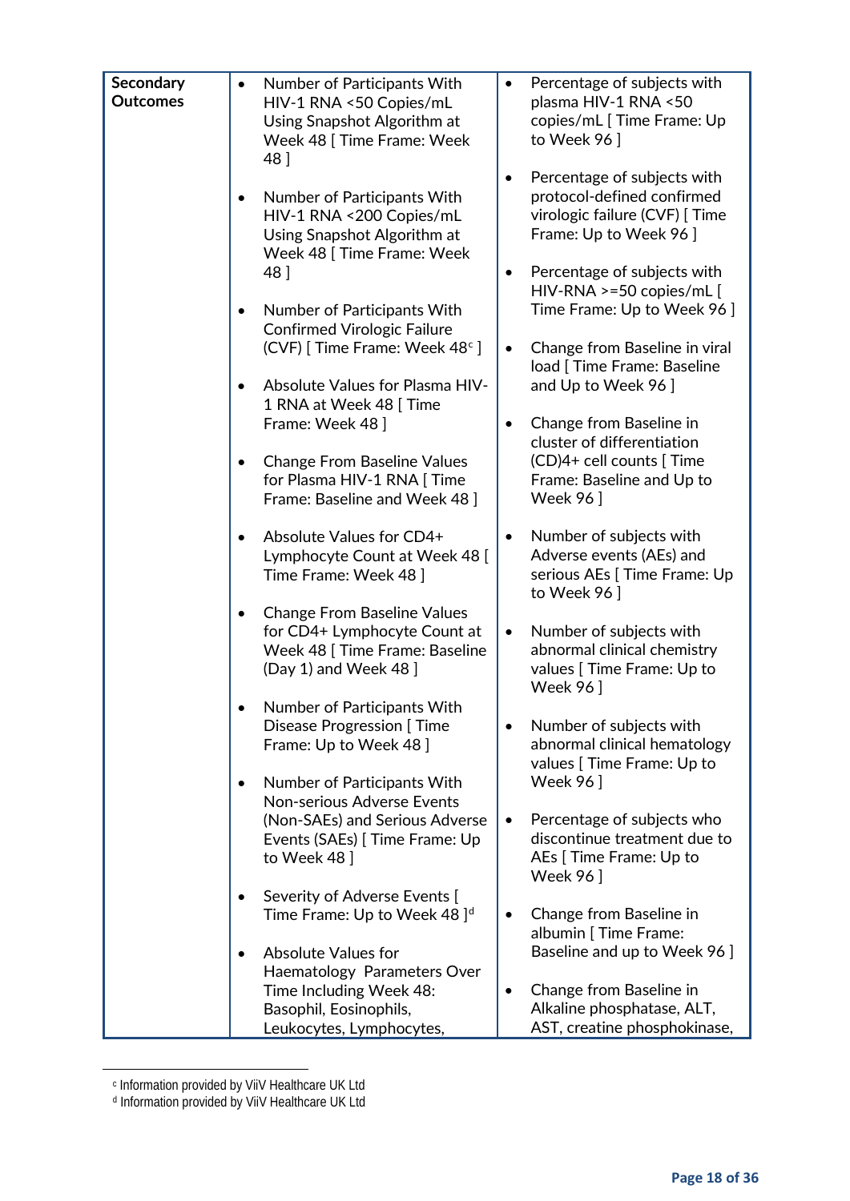| | | |
|---|---|---|
| **Secondary Outcomes** | • Number of Participants With HIV-1 RNA <50 Copies/mL Using Snapshot Algorithm at Week 48 [ Time Frame: Week 48 ]<br><br>• Number of Participants With HIV-1 RNA <200 Copies/mL Using Snapshot Algorithm at Week 48 [ Time Frame: Week 48 ]<br><br>• Number of Participants With Confirmed Virologic Failure (CVF) [ Time Frame: Week 48[c] ]<br><br>• Absolute Values for Plasma HIV-1 RNA at Week 48 [ Time Frame: Week 48 ]<br><br>• Change From Baseline Values for Plasma HIV-1 RNA [ Time Frame: Baseline and Week 48 ]<br><br>• Absolute Values for CD4+ Lymphocyte Count at Week 48 [ Time Frame: Week 48 ]<br><br>• Change From Baseline Values for CD4+ Lymphocyte Count at Week 48 [ Time Frame: Baseline (Day 1) and Week 48 ]<br><br>• Number of Participants With Disease Progression [ Time Frame: Up to Week 48 ]<br><br>• Number of Participants With Non-serious Adverse Events (Non-SAEs) and Serious Adverse Events (SAEs) [ Time Frame: Up to Week 48 ]<br><br>• Severity of Adverse Events [ Time Frame: Up to Week 48 ][d]<br><br>• Absolute Values for Haematology Parameters Over Time Including Week 48: Basophil, Eosinophils, Leukocytes, Lymphocytes, | • Percentage of subjects with plasma HIV-1 RNA <50 copies/mL [ Time Frame: Up to Week 96 ]<br><br>• Percentage of subjects with protocol-defined confirmed virologic failure (CVF) [ Time Frame: Up to Week 96 ]<br><br>• Percentage of subjects with HIV-RNA >=50 copies/mL [ Time Frame: Up to Week 96 ]<br><br>• Change from Baseline in viral load [ Time Frame: Baseline and Up to Week 96 ]<br><br>• Change from Baseline in cluster of differentiation (CD)4+ cell counts [ Time Frame: Baseline and Up to Week 96 ]<br><br>• Number of subjects with Adverse events (AEs) and serious AEs [ Time Frame: Up to Week 96 ]<br><br>• Number of subjects with abnormal clinical chemistry values [ Time Frame: Up to Week 96 ]<br><br>• Number of subjects with abnormal clinical hematology values [ Time Frame: Up to Week 96 ]<br><br>• Percentage of subjects who discontinue treatment due to AEs [ Time Frame: Up to Week 96 ]<br><br>• Change from Baseline in albumin [ Time Frame: Baseline and up to Week 96 ]<br><br>• Change from Baseline in Alkaline phosphatase, ALT, AST, creatine phosphokinase, |

[c] Information provided by ViiV Healthcare UK Ltd
[d] Information provided by ViiV Healthcare UK Ltd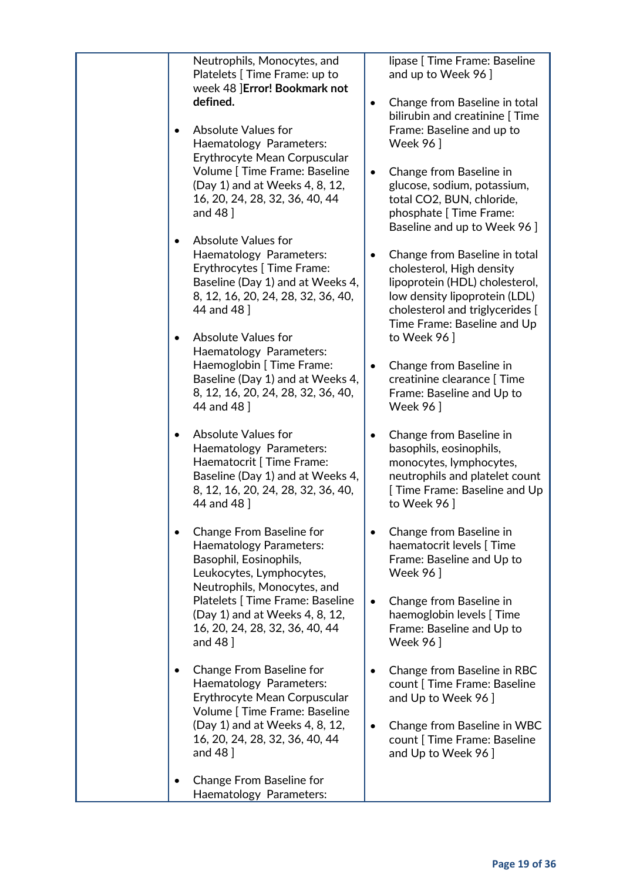| | | |
|---|---|---|
| | Neutrophils, Monocytes, and Platelets [ Time Frame: up to week 48 ]**Error! Bookmark not defined.**<br><br>• Absolute Values for Haematology Parameters: Erythrocyte Mean Corpuscular Volume [ Time Frame: Baseline (Day 1) and at Weeks 4, 8, 12, 16, 20, 24, 28, 32, 36, 40, 44 and 48 ]<br><br>• Absolute Values for Haematology Parameters: Erythrocytes [ Time Frame: Baseline (Day 1) and at Weeks 4, 8, 12, 16, 20, 24, 28, 32, 36, 40, 44 and 48 ]<br><br>• Absolute Values for Haematology Parameters: Haemoglobin [ Time Frame: Baseline (Day 1) and at Weeks 4, 8, 12, 16, 20, 24, 28, 32, 36, 40, 44 and 48 ]<br><br>• Absolute Values for Haematology Parameters: Haematocrit [ Time Frame: Baseline (Day 1) and at Weeks 4, 8, 12, 16, 20, 24, 28, 32, 36, 40, 44 and 48 ]<br><br>• Change From Baseline for Haematology Parameters: Basophil, Eosinophils, Leukocytes, Lymphocytes, Neutrophils, Monocytes, and Platelets [ Time Frame: Baseline (Day 1) and at Weeks 4, 8, 12, 16, 20, 24, 28, 32, 36, 40, 44 and 48 ]<br><br>• Change From Baseline for Haematology Parameters: Erythrocyte Mean Corpuscular Volume [ Time Frame: Baseline (Day 1) and at Weeks 4, 8, 12, 16, 20, 24, 28, 32, 36, 40, 44 and 48 ]<br><br>• Change From Baseline for Haematology Parameters: | lipase [ Time Frame: Baseline and up to Week 96 ]<br><br>• Change from Baseline in total bilirubin and creatinine [ Time Frame: Baseline and up to Week 96 ]<br><br>• Change from Baseline in glucose, sodium, potassium, total CO2, BUN, chloride, phosphate [ Time Frame: Baseline and up to Week 96 ]<br><br>• Change from Baseline in total cholesterol, High density lipoprotein (HDL) cholesterol, low density lipoprotein (LDL) cholesterol and triglycerides [ Time Frame: Baseline and Up to Week 96 ]<br><br>• Change from Baseline in creatinine clearance [ Time Frame: Baseline and Up to Week 96 ]<br><br>• Change from Baseline in basophils, eosinophils, monocytes, lymphocytes, neutrophils and platelet count [ Time Frame: Baseline and Up to Week 96 ]<br><br>• Change from Baseline in haematocrit levels [ Time Frame: Baseline and Up to Week 96 ]<br><br>• Change from Baseline in haemoglobin levels [ Time Frame: Baseline and Up to Week 96 ]<br><br>• Change from Baseline in RBC count [ Time Frame: Baseline and Up to Week 96 ]<br><br>• Change from Baseline in WBC count [ Time Frame: Baseline and Up to Week 96 ] |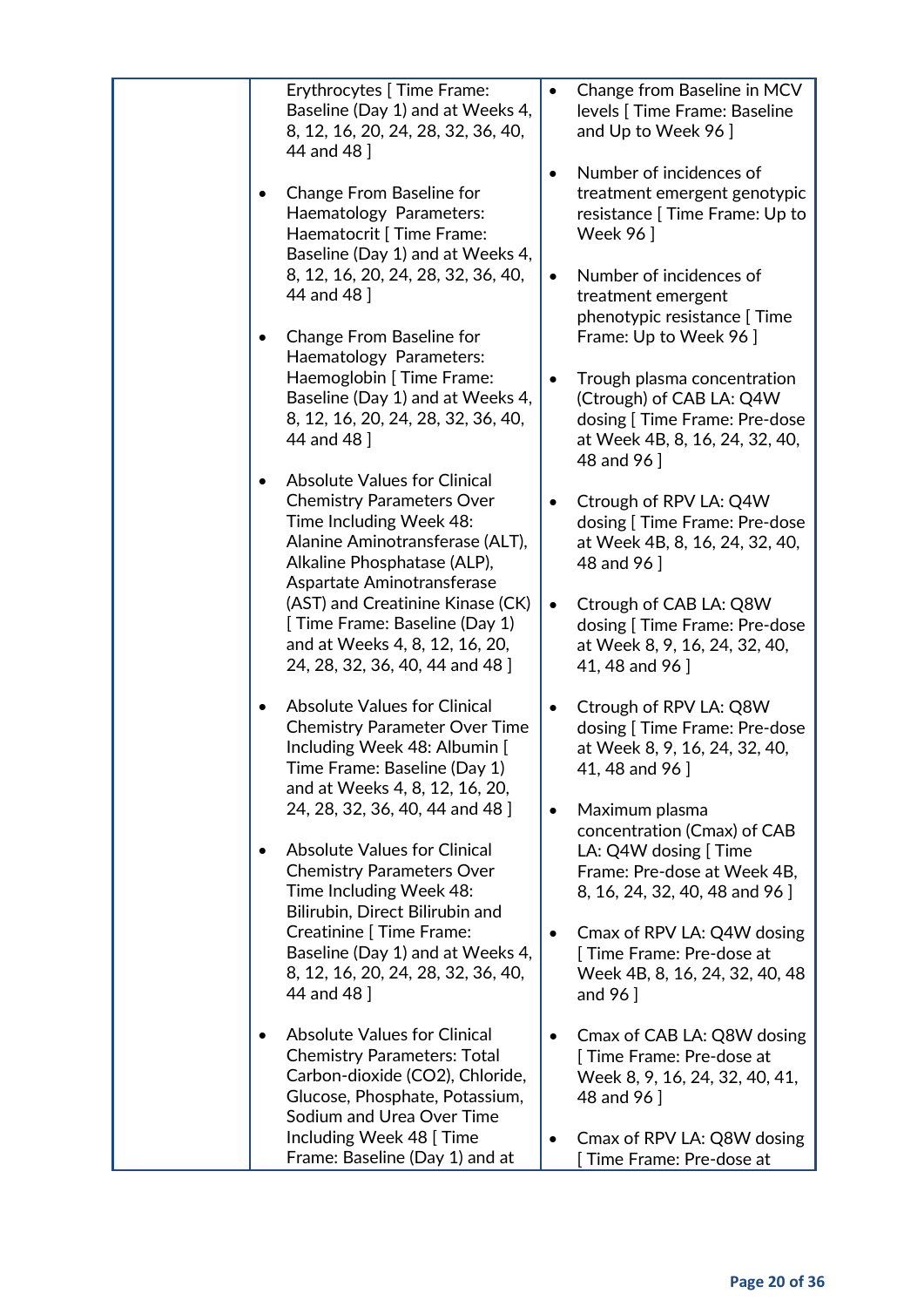| | | |
|---|---|---|
| | Erythrocytes [ Time Frame: Baseline (Day 1) and at Weeks 4, 8, 12, 16, 20, 24, 28, 32, 36, 40, 44 and 48 ]<br><br>• Change From Baseline for Haematology Parameters: Haematocrit [ Time Frame: Baseline (Day 1) and at Weeks 4, 8, 12, 16, 20, 24, 28, 32, 36, 40, 44 and 48 ]<br><br>• Change From Baseline for Haematology Parameters: Haemoglobin [ Time Frame: Baseline (Day 1) and at Weeks 4, 8, 12, 16, 20, 24, 28, 32, 36, 40, 44 and 48 ]<br><br>• Absolute Values for Clinical Chemistry Parameters Over Time Including Week 48: Alanine Aminotransferase (ALT), Alkaline Phosphatase (ALP), Aspartate Aminotransferase (AST) and Creatinine Kinase (CK) [ Time Frame: Baseline (Day 1) and at Weeks 4, 8, 12, 16, 20, 24, 28, 32, 36, 40, 44 and 48 ]<br><br>• Absolute Values for Clinical Chemistry Parameter Over Time Including Week 48: Albumin [ Time Frame: Baseline (Day 1) and at Weeks 4, 8, 12, 16, 20, 24, 28, 32, 36, 40, 44 and 48 ]<br><br>• Absolute Values for Clinical Chemistry Parameters Over Time Including Week 48: Bilirubin, Direct Bilirubin and Creatinine [ Time Frame: Baseline (Day 1) and at Weeks 4, 8, 12, 16, 20, 24, 28, 32, 36, 40, 44 and 48 ]<br><br>• Absolute Values for Clinical Chemistry Parameters: Total Carbon-dioxide (CO2), Chloride, Glucose, Phosphate, Potassium, Sodium and Urea Over Time Including Week 48 [ Time Frame: Baseline (Day 1) and at | • Change from Baseline in MCV levels [ Time Frame: Baseline and Up to Week 96 ]<br><br>• Number of incidences of treatment emergent genotypic resistance [ Time Frame: Up to Week 96 ]<br><br>• Number of incidences of treatment emergent phenotypic resistance [ Time Frame: Up to Week 96 ]<br><br>• Trough plasma concentration (Ctrough) of CAB LA: Q4W dosing [ Time Frame: Pre-dose at Week 4B, 8, 16, 24, 32, 40, 48 and 96 ]<br><br>• Ctrough of RPV LA: Q4W dosing [ Time Frame: Pre-dose at Week 4B, 8, 16, 24, 32, 40, 48 and 96 ]<br><br>• Ctrough of CAB LA: Q8W dosing [ Time Frame: Pre-dose at Week 8, 9, 16, 24, 32, 40, 41, 48 and 96 ]<br><br>• Ctrough of RPV LA: Q8W dosing [ Time Frame: Pre-dose at Week 8, 9, 16, 24, 32, 40, 41, 48 and 96 ]<br><br>• Maximum plasma concentration (Cmax) of CAB LA: Q4W dosing [ Time Frame: Pre-dose at Week 4B, 8, 16, 24, 32, 40, 48 and 96 ]<br><br>• Cmax of RPV LA: Q4W dosing [ Time Frame: Pre-dose at Week 4B, 8, 16, 24, 32, 40, 48 and 96 ]<br><br>• Cmax of CAB LA: Q8W dosing [ Time Frame: Pre-dose at Week 8, 9, 16, 24, 32, 40, 41, 48 and 96 ]<br><br>• Cmax of RPV LA: Q8W dosing [ Time Frame: Pre-dose at |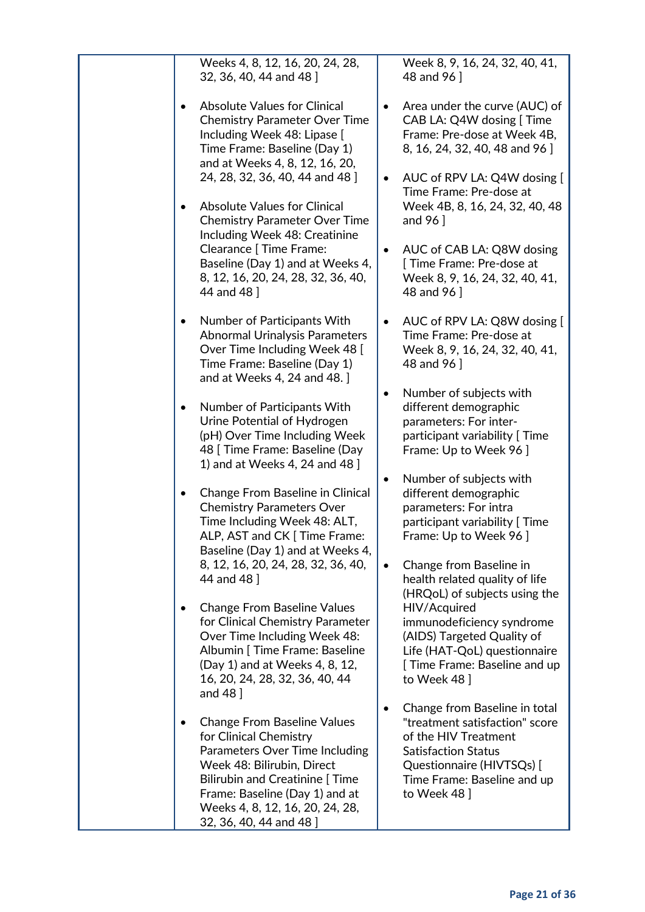| | | |
|---|---|---|
| | Weeks 4, 8, 12, 16, 20, 24, 28, 32, 36, 40, 44 and 48 ]<br><br>• Absolute Values for Clinical Chemistry Parameter Over Time Including Week 48: Lipase [ Time Frame: Baseline (Day 1) and at Weeks 4, 8, 12, 16, 20, 24, 28, 32, 36, 40, 44 and 48 ]<br><br>• Absolute Values for Clinical Chemistry Parameter Over Time Including Week 48: Creatinine Clearance [ Time Frame: Baseline (Day 1) and at Weeks 4, 8, 12, 16, 20, 24, 28, 32, 36, 40, 44 and 48 ]<br><br>• Number of Participants With Abnormal Urinalysis Parameters Over Time Including Week 48 [ Time Frame: Baseline (Day 1) and at Weeks 4, 24 and 48. ]<br><br>• Number of Participants With Urine Potential of Hydrogen (pH) Over Time Including Week 48 [ Time Frame: Baseline (Day 1) and at Weeks 4, 24 and 48 ]<br><br>• Change From Baseline in Clinical Chemistry Parameters Over Time Including Week 48: ALT, ALP, AST and CK [ Time Frame: Baseline (Day 1) and at Weeks 4, 8, 12, 16, 20, 24, 28, 32, 36, 40, 44 and 48 ]<br><br>• Change From Baseline Values for Clinical Chemistry Parameter Over Time Including Week 48: Albumin [ Time Frame: Baseline (Day 1) and at Weeks 4, 8, 12, 16, 20, 24, 28, 32, 36, 40, 44 and 48 ]<br><br>• Change From Baseline Values for Clinical Chemistry Parameters Over Time Including Week 48: Bilirubin, Direct Bilirubin and Creatinine [ Time Frame: Baseline (Day 1) and at Weeks 4, 8, 12, 16, 20, 24, 28, 32, 36, 40, 44 and 48 ] | Week 8, 9, 16, 24, 32, 40, 41, 48 and 96 ]<br><br>• Area under the curve (AUC) of CAB LA: Q4W dosing [ Time Frame: Pre-dose at Week 4B, 8, 16, 24, 32, 40, 48 and 96 ]<br><br>• AUC of RPV LA: Q4W dosing [ Time Frame: Pre-dose at Week 4B, 8, 16, 24, 32, 40, 48 and 96 ]<br><br>• AUC of CAB LA: Q8W dosing [ Time Frame: Pre-dose at Week 8, 9, 16, 24, 32, 40, 41, 48 and 96 ]<br><br>• AUC of RPV LA: Q8W dosing [ Time Frame: Pre-dose at Week 8, 9, 16, 24, 32, 40, 41, 48 and 96 ]<br><br>• Number of subjects with different demographic parameters: For inter-participant variability [ Time Frame: Up to Week 96 ]<br><br>• Number of subjects with different demographic parameters: For intra participant variability [ Time Frame: Up to Week 96 ]<br><br>• Change from Baseline in health related quality of life (HRQoL) of subjects using the HIV/Acquired immunodeficiency syndrome (AIDS) Targeted Quality of Life (HAT-QoL) questionnaire [ Time Frame: Baseline and up to Week 48 ]<br><br>• Change from Baseline in total "treatment satisfaction" score of the HIV Treatment Satisfaction Status Questionnaire (HIVTSQs) [ Time Frame: Baseline and up to Week 48 ] |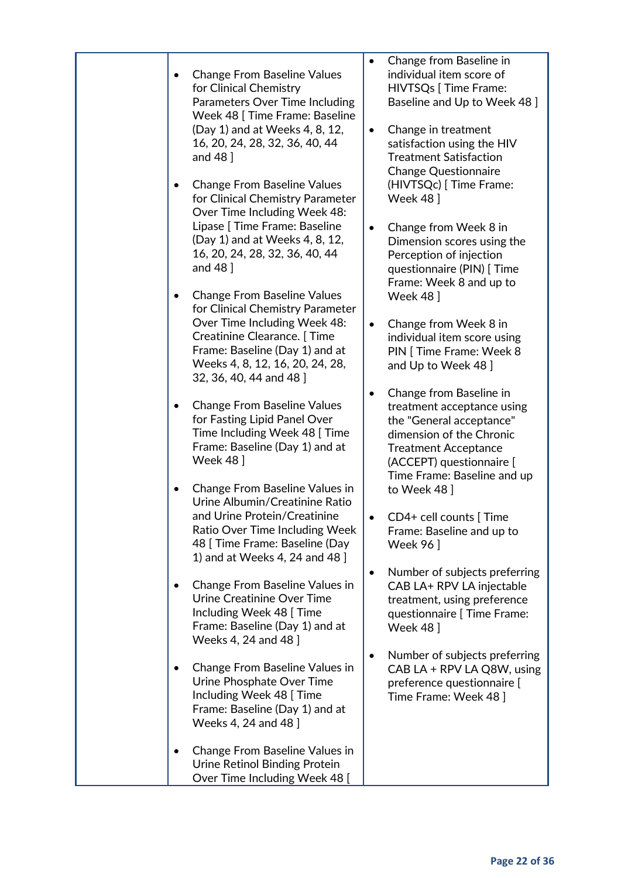| | | |
|---|---|---|
| | • Change From Baseline Values for Clinical Chemistry Parameters Over Time Including Week 48 [ Time Frame: Baseline (Day 1) and at Weeks 4, 8, 12, 16, 20, 24, 28, 32, 36, 40, 44 and 48 ]<br><br>• Change From Baseline Values for Clinical Chemistry Parameter Over Time Including Week 48: Lipase [ Time Frame: Baseline (Day 1) and at Weeks 4, 8, 12, 16, 20, 24, 28, 32, 36, 40, 44 and 48 ]<br><br>• Change From Baseline Values for Clinical Chemistry Parameter Over Time Including Week 48: Creatinine Clearance. [ Time Frame: Baseline (Day 1) and at Weeks 4, 8, 12, 16, 20, 24, 28, 32, 36, 40, 44 and 48 ]<br><br>• Change From Baseline Values for Fasting Lipid Panel Over Time Including Week 48 [ Time Frame: Baseline (Day 1) and at Week 48 ]<br><br>• Change From Baseline Values in Urine Albumin/Creatinine Ratio and Urine Protein/Creatinine Ratio Over Time Including Week 48 [ Time Frame: Baseline (Day 1) and at Weeks 4, 24 and 48 ]<br><br>• Change From Baseline Values in Urine Creatinine Over Time Including Week 48 [ Time Frame: Baseline (Day 1) and at Weeks 4, 24 and 48 ]<br><br>• Change From Baseline Values in Urine Phosphate Over Time Including Week 48 [ Time Frame: Baseline (Day 1) and at Weeks 4, 24 and 48 ]<br><br>• Change From Baseline Values in Urine Retinol Binding Protein Over Time Including Week 48 [ | • Change from Baseline in individual item score of HIVTSQs [ Time Frame: Baseline and Up to Week 48 ]<br><br>• Change in treatment satisfaction using the HIV Treatment Satisfaction Change Questionnaire (HIVTSQc) [ Time Frame: Week 48 ]<br><br>• Change from Week 8 in Dimension scores using the Perception of injection questionnaire (PIN) [ Time Frame: Week 8 and up to Week 48 ]<br><br>• Change from Week 8 in individual item score using PIN [ Time Frame: Week 8 and Up to Week 48 ]<br><br>• Change from Baseline in treatment acceptance using the "General acceptance" dimension of the Chronic Treatment Acceptance (ACCEPT) questionnaire [ Time Frame: Baseline and up to Week 48 ]<br><br>• CD4+ cell counts [ Time Frame: Baseline and up to Week 96 ]<br><br>• Number of subjects preferring CAB LA+ RPV LA injectable treatment, using preference questionnaire [ Time Frame: Week 48 ]<br><br>• Number of subjects preferring CAB LA + RPV LA Q8W, using preference questionnaire [ Time Frame: Week 48 ] |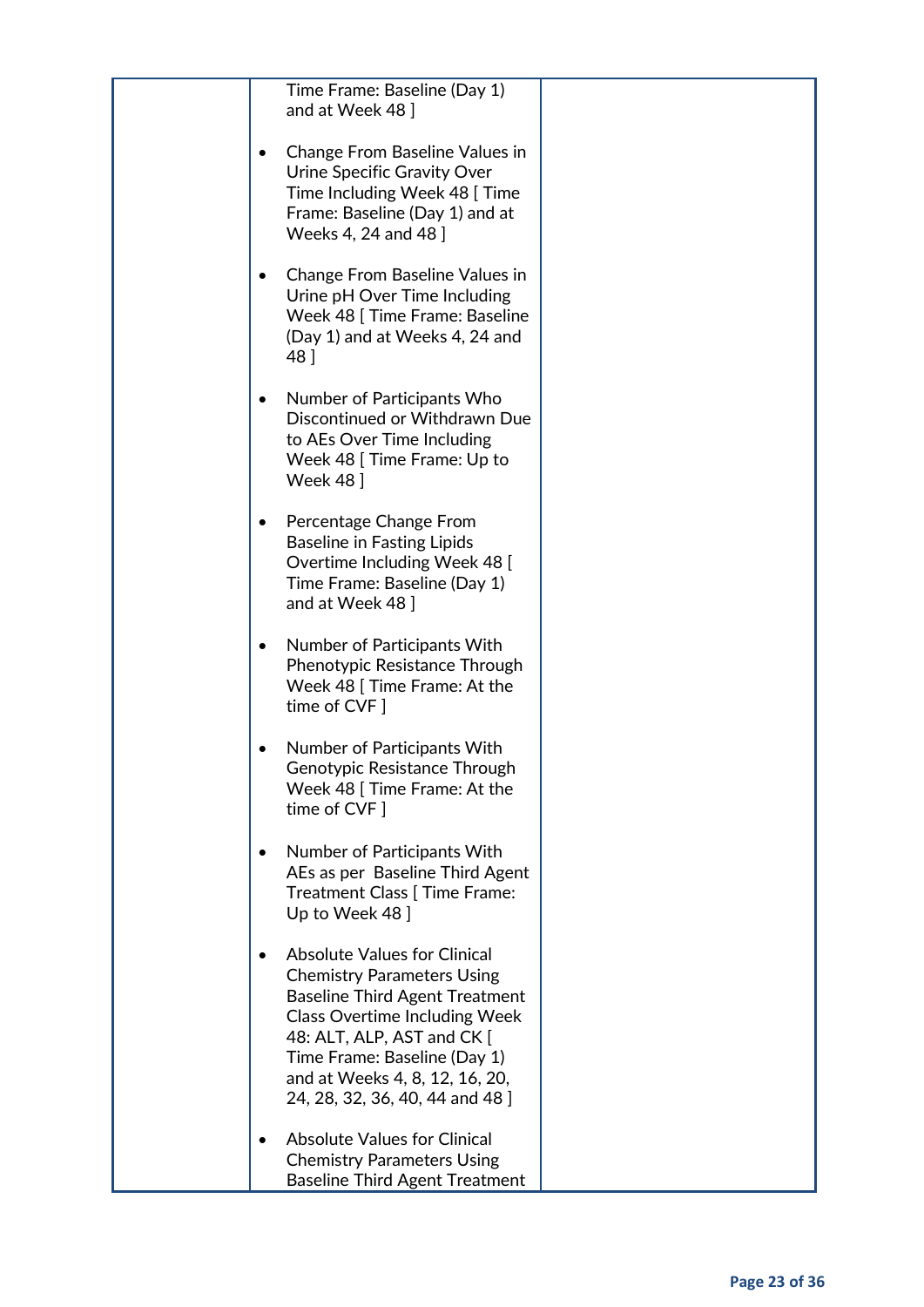| | Time Frame: Baseline (Day 1) and at Week 48 ]<br><br>• Change From Baseline Values in Urine Specific Gravity Over Time Including Week 48 [ Time Frame: Baseline (Day 1) and at Weeks 4, 24 and 48 ]<br><br>• Change From Baseline Values in Urine pH Over Time Including Week 48 [ Time Frame: Baseline (Day 1) and at Weeks 4, 24 and 48 ]<br><br>• Number of Participants Who Discontinued or Withdrawn Due to AEs Over Time Including Week 48 [ Time Frame: Up to Week 48 ]<br><br>• Percentage Change From Baseline in Fasting Lipids Overtime Including Week 48 [ Time Frame: Baseline (Day 1) and at Week 48 ]<br><br>• Number of Participants With Phenotypic Resistance Through Week 48 [ Time Frame: At the time of CVF ]<br><br>• Number of Participants With Genotypic Resistance Through Week 48 [ Time Frame: At the time of CVF ]<br><br>• Number of Participants With AEs as per Baseline Third Agent Treatment Class [ Time Frame: Up to Week 48 ]<br><br>• Absolute Values for Clinical Chemistry Parameters Using Baseline Third Agent Treatment Class Overtime Including Week 48: ALT, ALP, AST and CK [ Time Frame: Baseline (Day 1) and at Weeks 4, 8, 12, 16, 20, 24, 28, 32, 36, 40, 44 and 48 ]<br><br>• Absolute Values for Clinical Chemistry Parameters Using Baseline Third Agent Treatment | |
|---|---|---|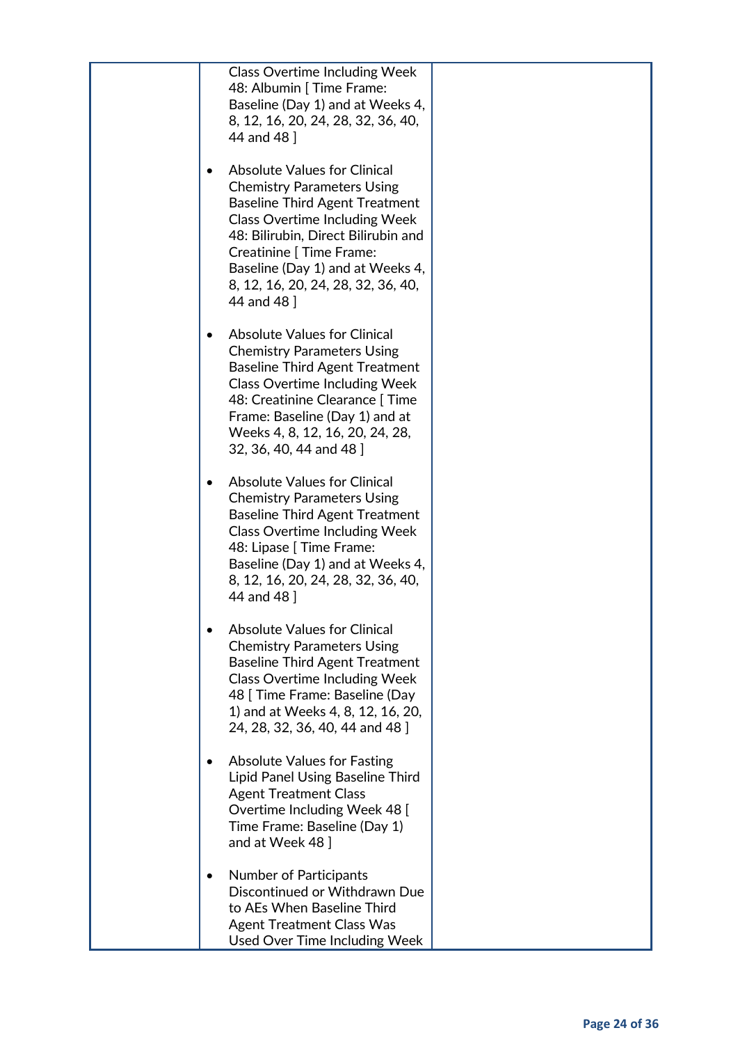| | Class Overtime Including Week 48: Albumin [ Time Frame: Baseline (Day 1) and at Weeks 4, 8, 12, 16, 20, 24, 28, 32, 36, 40, 44 and 48 ]<br><br>• Absolute Values for Clinical Chemistry Parameters Using Baseline Third Agent Treatment Class Overtime Including Week 48: Bilirubin, Direct Bilirubin and Creatinine [ Time Frame: Baseline (Day 1) and at Weeks 4, 8, 12, 16, 20, 24, 28, 32, 36, 40, 44 and 48 ]<br><br>• Absolute Values for Clinical Chemistry Parameters Using Baseline Third Agent Treatment Class Overtime Including Week 48: Creatinine Clearance [ Time Frame: Baseline (Day 1) and at Weeks 4, 8, 12, 16, 20, 24, 28, 32, 36, 40, 44 and 48 ]<br><br>• Absolute Values for Clinical Chemistry Parameters Using Baseline Third Agent Treatment Class Overtime Including Week 48: Lipase [ Time Frame: Baseline (Day 1) and at Weeks 4, 8, 12, 16, 20, 24, 28, 32, 36, 40, 44 and 48 ]<br><br>• Absolute Values for Clinical Chemistry Parameters Using Baseline Third Agent Treatment Class Overtime Including Week 48 [ Time Frame: Baseline (Day 1) and at Weeks 4, 8, 12, 16, 20, 24, 28, 32, 36, 40, 44 and 48 ]<br><br>• Absolute Values for Fasting Lipid Panel Using Baseline Third Agent Treatment Class Overtime Including Week 48 [ Time Frame: Baseline (Day 1) and at Week 48 ]<br><br>• Number of Participants Discontinued or Withdrawn Due to AEs When Baseline Third Agent Treatment Class Was Used Over Time Including Week | |
|---|---|---|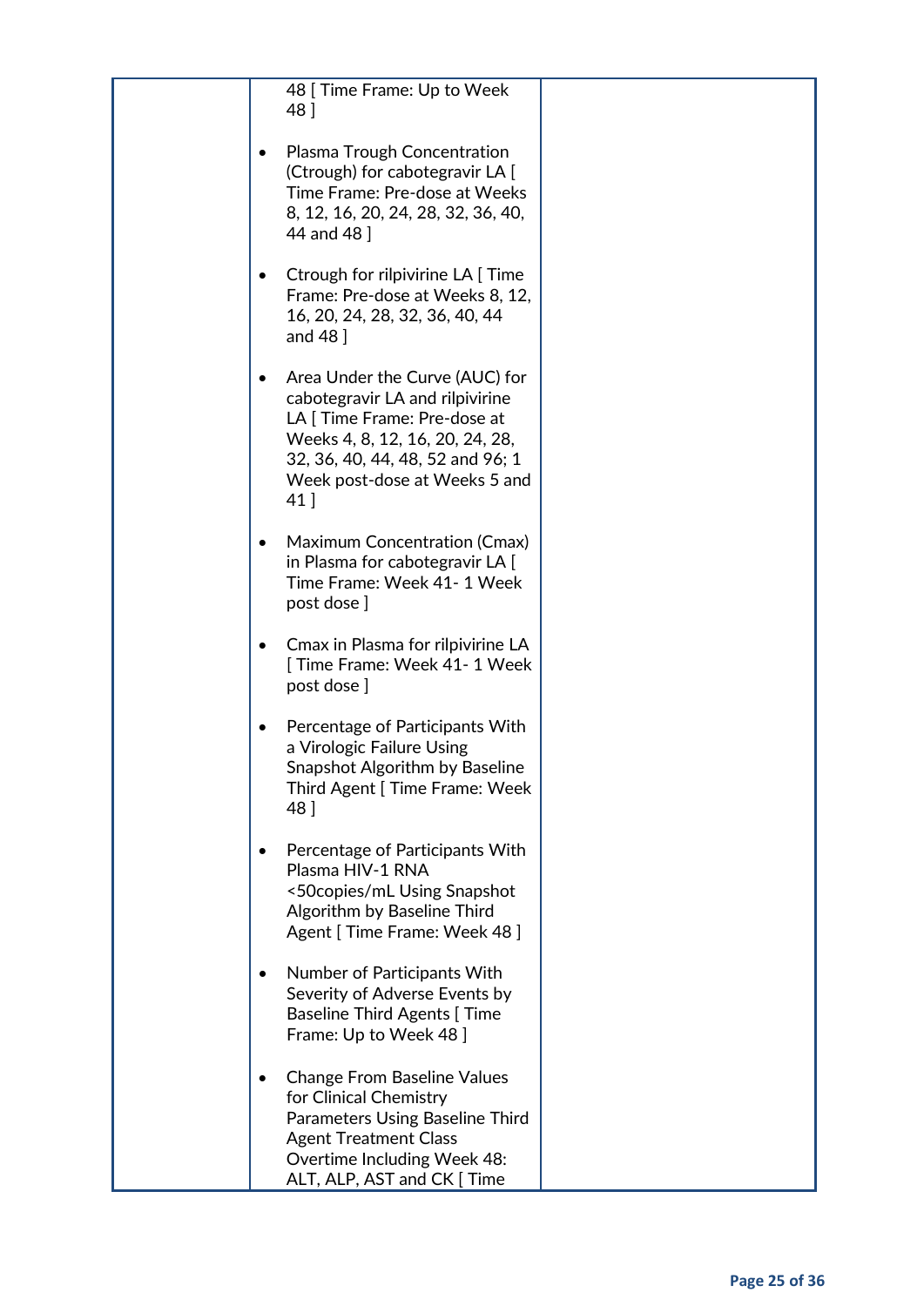| | 48 [ Time Frame: Up to Week 48 ]<br><br>• Plasma Trough Concentration (Ctrough) for cabotegravir LA [ Time Frame: Pre-dose at Weeks 8, 12, 16, 20, 24, 28, 32, 36, 40, 44 and 48 ]<br><br>• Ctrough for rilpivirine LA [ Time Frame: Pre-dose at Weeks 8, 12, 16, 20, 24, 28, 32, 36, 40, 44 and 48 ]<br><br>• Area Under the Curve (AUC) for cabotegravir LA and rilpivirine LA [ Time Frame: Pre-dose at Weeks 4, 8, 12, 16, 20, 24, 28, 32, 36, 40, 44, 48, 52 and 96; 1 Week post-dose at Weeks 5 and 41 ]<br><br>• Maximum Concentration (Cmax) in Plasma for cabotegravir LA [ Time Frame: Week 41- 1 Week post dose ]<br><br>• Cmax in Plasma for rilpivirine LA [ Time Frame: Week 41- 1 Week post dose ]<br><br>• Percentage of Participants With a Virologic Failure Using Snapshot Algorithm by Baseline Third Agent [ Time Frame: Week 48 ]<br><br>• Percentage of Participants With Plasma HIV-1 RNA <50copies/mL Using Snapshot Algorithm by Baseline Third Agent [ Time Frame: Week 48 ]<br><br>• Number of Participants With Severity of Adverse Events by Baseline Third Agents [ Time Frame: Up to Week 48 ]<br><br>• Change From Baseline Values for Clinical Chemistry Parameters Using Baseline Third Agent Treatment Class Overtime Including Week 48: ALT, ALP, AST and CK [ Time | |
|---|---|---|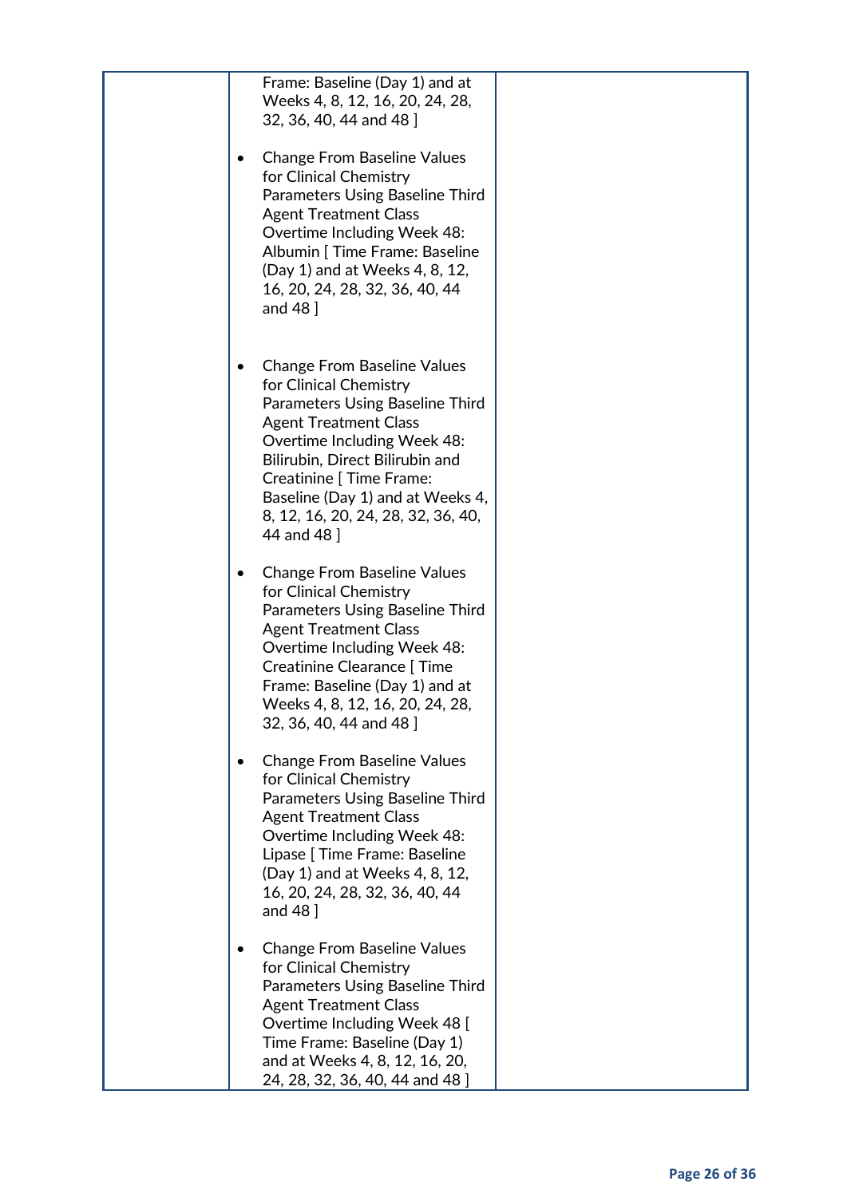| | | |
|---|---|---|
| | Frame: Baseline (Day 1) and at Weeks 4, 8, 12, 16, 20, 24, 28, 32, 36, 40, 44 and 48 ]<br><br>• Change From Baseline Values for Clinical Chemistry Parameters Using Baseline Third Agent Treatment Class Overtime Including Week 48: Albumin [ Time Frame: Baseline (Day 1) and at Weeks 4, 8, 12, 16, 20, 24, 28, 32, 36, 40, 44 and 48 ]<br><br>• Change From Baseline Values for Clinical Chemistry Parameters Using Baseline Third Agent Treatment Class Overtime Including Week 48: Bilirubin, Direct Bilirubin and Creatinine [ Time Frame: Baseline (Day 1) and at Weeks 4, 8, 12, 16, 20, 24, 28, 32, 36, 40, 44 and 48 ]<br><br>• Change From Baseline Values for Clinical Chemistry Parameters Using Baseline Third Agent Treatment Class Overtime Including Week 48: Creatinine Clearance [ Time Frame: Baseline (Day 1) and at Weeks 4, 8, 12, 16, 20, 24, 28, 32, 36, 40, 44 and 48 ]<br><br>• Change From Baseline Values for Clinical Chemistry Parameters Using Baseline Third Agent Treatment Class Overtime Including Week 48: Lipase [ Time Frame: Baseline (Day 1) and at Weeks 4, 8, 12, 16, 20, 24, 28, 32, 36, 40, 44 and 48 ]<br><br>• Change From Baseline Values for Clinical Chemistry Parameters Using Baseline Third Agent Treatment Class Overtime Including Week 48 [ Time Frame: Baseline (Day 1) and at Weeks 4, 8, 12, 16, 20, 24, 28, 32, 36, 40, 44 and 48 ] | |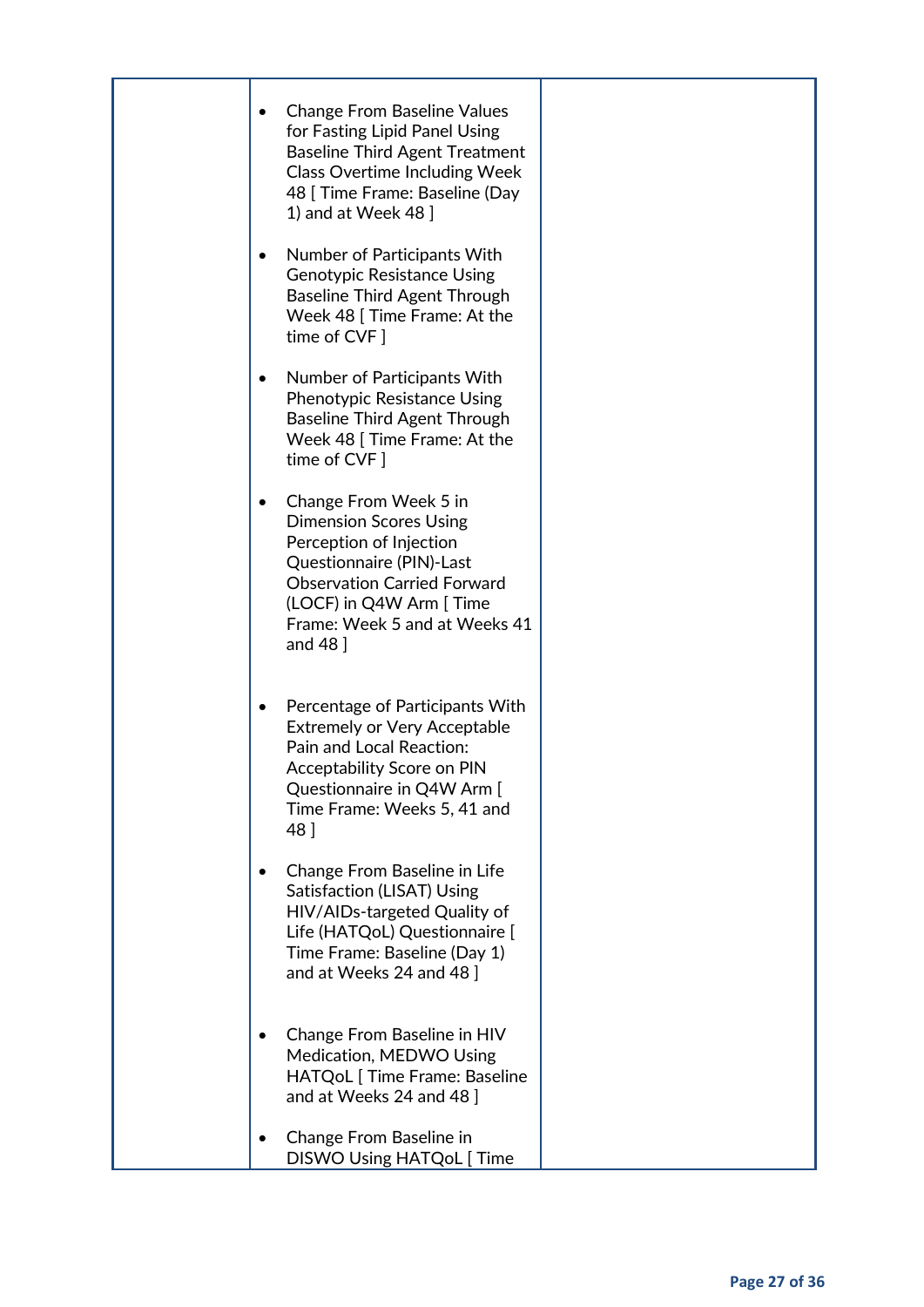| | | |
|---|---|---|
| | • Change From Baseline Values for Fasting Lipid Panel Using Baseline Third Agent Treatment Class Overtime Including Week 48 [ Time Frame: Baseline (Day 1) and at Week 48 ]<br><br>• Number of Participants With Genotypic Resistance Using Baseline Third Agent Through Week 48 [ Time Frame: At the time of CVF ]<br><br>• Number of Participants With Phenotypic Resistance Using Baseline Third Agent Through Week 48 [ Time Frame: At the time of CVF ]<br><br>• Change From Week 5 in Dimension Scores Using Perception of Injection Questionnaire (PIN)-Last Observation Carried Forward (LOCF) in Q4W Arm [ Time Frame: Week 5 and at Weeks 41 and 48 ]<br><br>• Percentage of Participants With Extremely or Very Acceptable Pain and Local Reaction: Acceptability Score on PIN Questionnaire in Q4W Arm [ Time Frame: Weeks 5, 41 and 48 ]<br><br>• Change From Baseline in Life Satisfaction (LISAT) Using HIV/AIDs-targeted Quality of Life (HATQoL) Questionnaire [ Time Frame: Baseline (Day 1) and at Weeks 24 and 48 ]<br><br>• Change From Baseline in HIV Medication, MEDWO Using HATQoL [ Time Frame: Baseline and at Weeks 24 and 48 ]<br><br>• Change From Baseline in DISWO Using HATQoL [ Time | |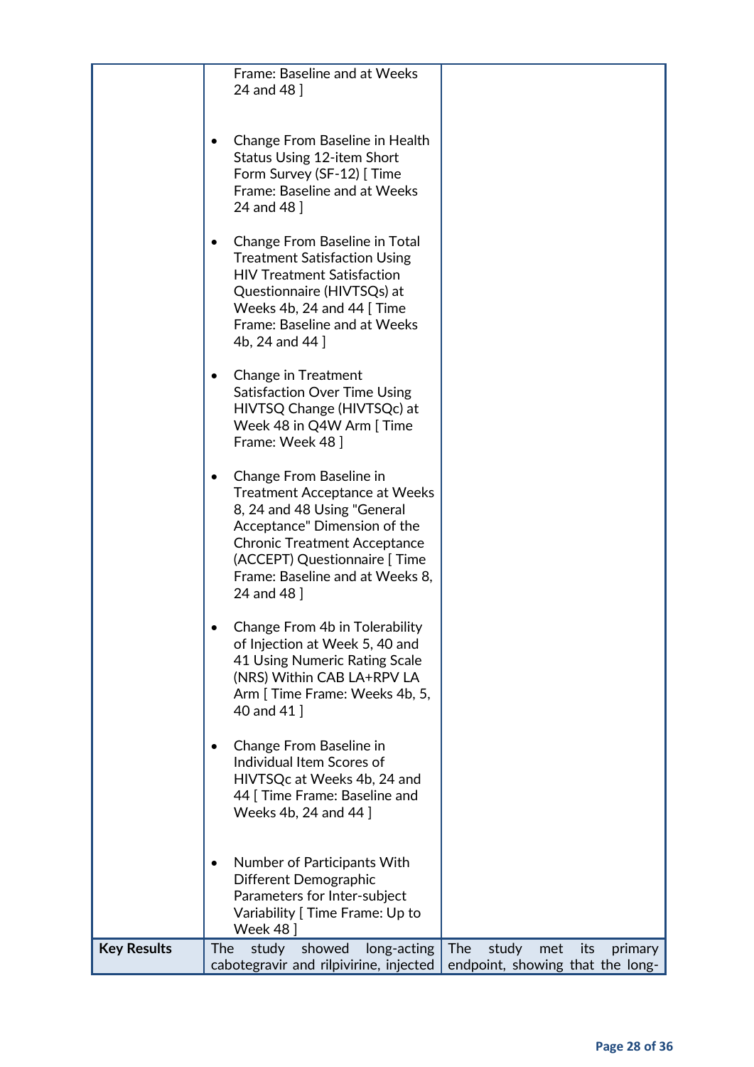| | | |
|---|---|---|
| | Frame: Baseline and at Weeks 24 and 48 ]<br><br>• Change From Baseline in Health Status Using 12-item Short Form Survey (SF-12) [ Time Frame: Baseline and at Weeks 24 and 48 ]<br><br>• Change From Baseline in Total Treatment Satisfaction Using HIV Treatment Satisfaction Questionnaire (HIVTSQs) at Weeks 4b, 24 and 44 [ Time Frame: Baseline and at Weeks 4b, 24 and 44 ]<br><br>• Change in Treatment Satisfaction Over Time Using HIVTSQ Change (HIVTSQc) at Week 48 in Q4W Arm [ Time Frame: Week 48 ]<br><br>• Change From Baseline in Treatment Acceptance at Weeks 8, 24 and 48 Using "General Acceptance" Dimension of the Chronic Treatment Acceptance (ACCEPT) Questionnaire [ Time Frame: Baseline and at Weeks 8, 24 and 48 ]<br><br>• Change From 4b in Tolerability of Injection at Week 5, 40 and 41 Using Numeric Rating Scale (NRS) Within CAB LA+RPV LA Arm [ Time Frame: Weeks 4b, 5, 40 and 41 ]<br><br>• Change From Baseline in Individual Item Scores of HIVTSQc at Weeks 4b, 24 and 44 [ Time Frame: Baseline and Weeks 4b, 24 and 44 ]<br><br>• Number of Participants With Different Demographic Parameters for Inter-subject Variability [ Time Frame: Up to Week 48 ] | |
| **Key Results** | The study showed long-acting cabotegravir and rilpivirine, injected | The study met its primary endpoint, showing that the long- |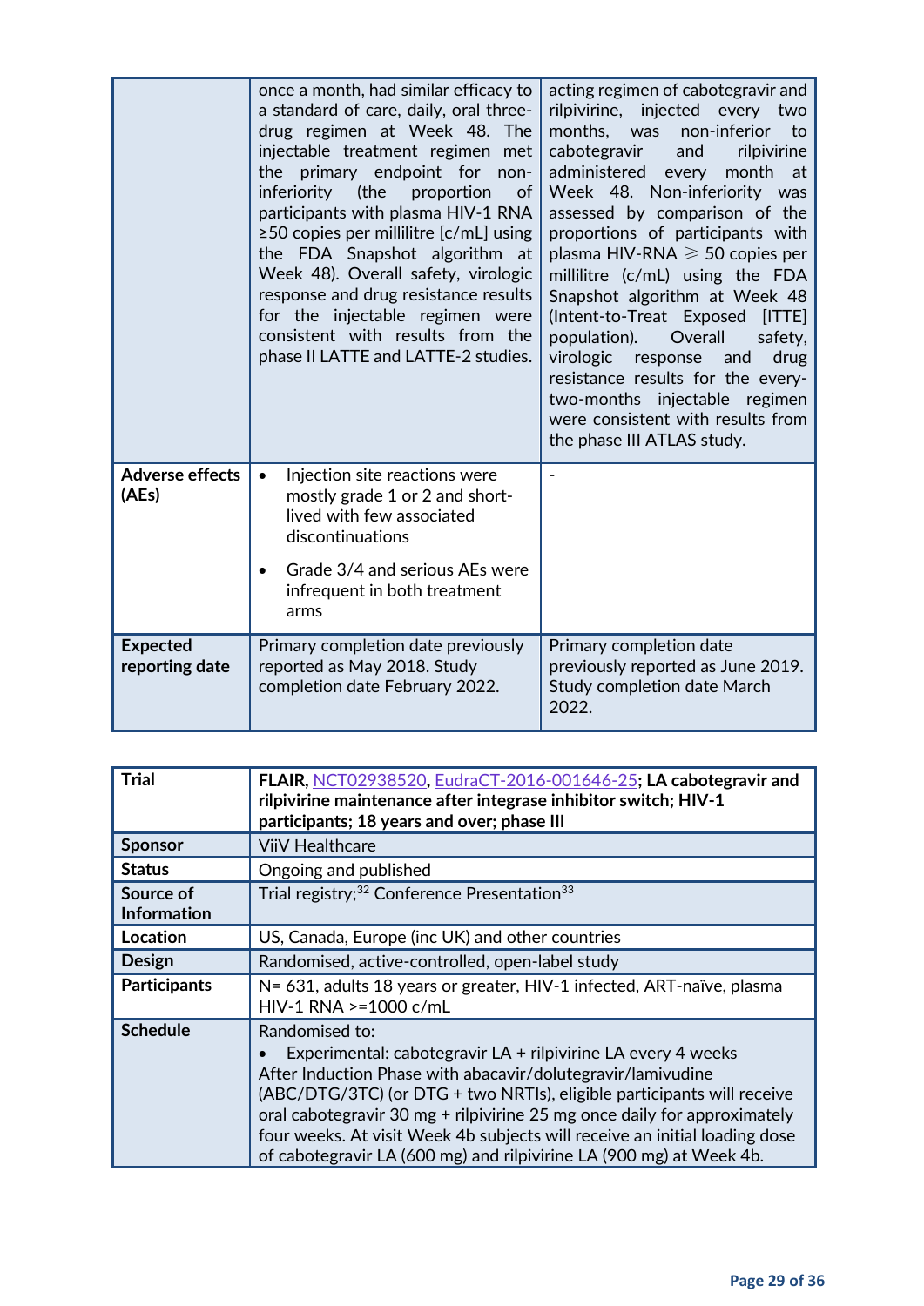| | | |
|---|---|---|
| | once a month, had similar efficacy to a standard of care, daily, oral three-drug regimen at Week 48. The injectable treatment regimen met the primary endpoint for non-inferiority (the proportion of participants with plasma HIV-1 RNA ≥50 copies per millilitre [c/mL] using the FDA Snapshot algorithm at Week 48). Overall safety, virologic response and drug resistance results for the injectable regimen were consistent with results from the phase II LATTE and LATTE-2 studies. | acting regimen of cabotegravir and rilpivirine, injected every two months, was non-inferior to cabotegravir and rilpivirine administered every month at Week 48. Non-inferiority was assessed by comparison of the proportions of participants with plasma HIV-RNA ⩾ 50 copies per millilitre (c/mL) using the FDA Snapshot algorithm at Week 48 (Intent-to-Treat Exposed [ITTE] population). Overall safety, virologic response and drug resistance results for the every-two-months injectable regimen were consistent with results from the phase III ATLAS study. |
| **Adverse effects (AEs)** | • Injection site reactions were mostly grade 1 or 2 and short-lived with few associated discontinuations<br>• Grade 3/4 and serious AEs were infrequent in both treatment arms | - |
| **Expected reporting date** | Primary completion date previously reported as May 2018. Study completion date February 2022. | Primary completion date previously reported as June 2019. Study completion date March 2022. |

| | |
|---|---|
| **Trial** | **FLAIR,** NCT02938520, EudraCT-2016-001646-25**; LA cabotegravir and rilpivirine maintenance after integrase inhibitor switch; HIV-1 participants; 18 years and over; phase III** |
| **Sponsor** | ViiV Healthcare |
| **Status** | Ongoing and published |
| **Source of Information** | Trial registry;[32] Conference Presentation[33] |
| **Location** | US, Canada, Europe (inc UK) and other countries |
| **Design** | Randomised, active-controlled, open-label study |
| **Participants** | N= 631, adults 18 years or greater, HIV-1 infected, ART-naïve, plasma HIV-1 RNA >=1000 c/mL |
| **Schedule** | Randomised to:<br>• Experimental: cabotegravir LA + rilpivirine LA every 4 weeks<br>After Induction Phase with abacavir/dolutegravir/lamivudine (ABC/DTG/3TC) (or DTG + two NRTIs), eligible participants will receive oral cabotegravir 30 mg + rilpivirine 25 mg once daily for approximately four weeks. At visit Week 4b subjects will receive an initial loading dose of cabotegravir LA (600 mg) and rilpivirine LA (900 mg) at Week 4b. |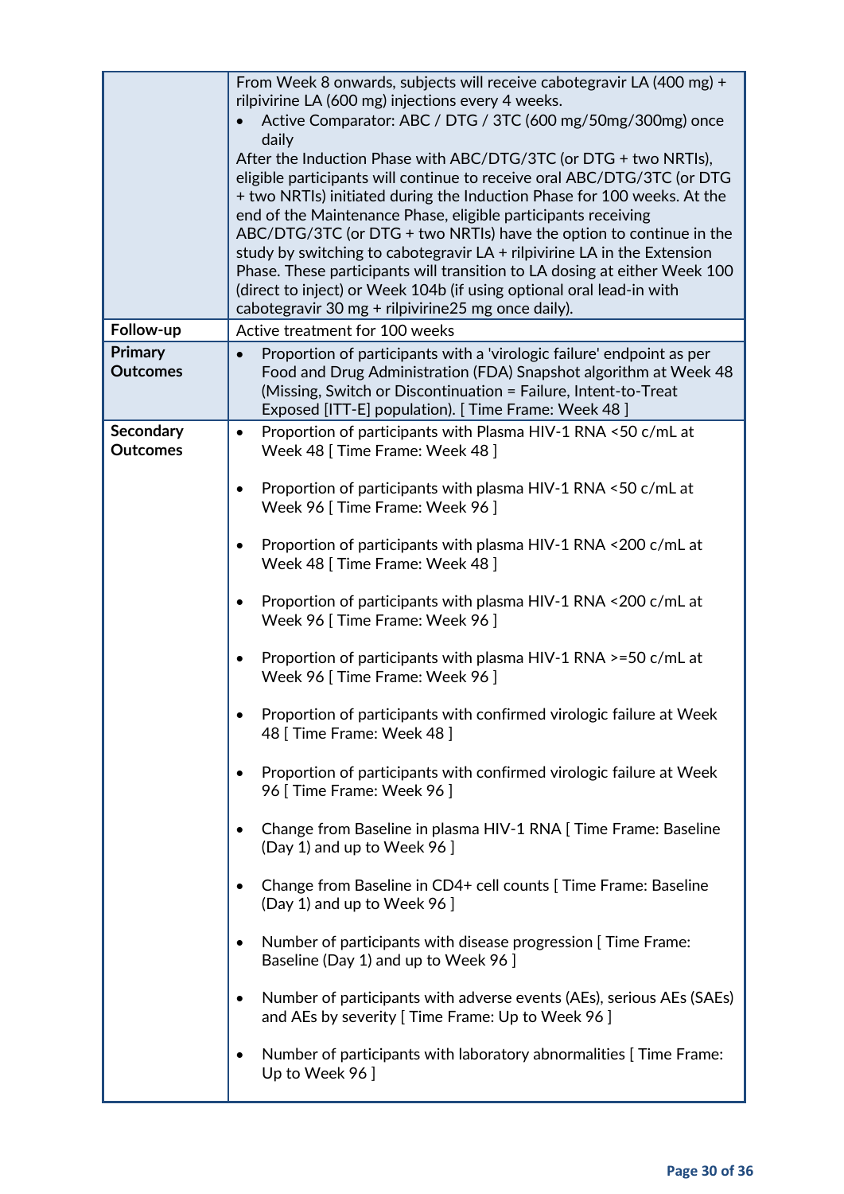| | |
|---|---|
| | From Week 8 onwards, subjects will receive cabotegravir LA (400 mg) + rilpivirine LA (600 mg) injections every 4 weeks.<br>• Active Comparator: ABC / DTG / 3TC (600 mg/50mg/300mg) once daily<br>After the Induction Phase with ABC/DTG/3TC (or DTG + two NRTIs), eligible participants will continue to receive oral ABC/DTG/3TC (or DTG + two NRTIs) initiated during the Induction Phase for 100 weeks. At the end of the Maintenance Phase, eligible participants receiving ABC/DTG/3TC (or DTG + two NRTIs) have the option to continue in the study by switching to cabotegravir LA + rilpivirine LA in the Extension Phase. These participants will transition to LA dosing at either Week 100 (direct to inject) or Week 104b (if using optional oral lead-in with cabotegravir 30 mg + rilpivirine25 mg once daily). |
| **Follow-up** | Active treatment for 100 weeks |
| **Primary Outcomes** | • Proportion of participants with a 'virologic failure' endpoint as per Food and Drug Administration (FDA) Snapshot algorithm at Week 48 (Missing, Switch or Discontinuation = Failure, Intent-to-Treat Exposed [ITT-E] population). [ Time Frame: Week 48 ] |
| **Secondary Outcomes** | • Proportion of participants with Plasma HIV-1 RNA <50 c/mL at Week 48 [ Time Frame: Week 48 ]<br>• Proportion of participants with plasma HIV-1 RNA <50 c/mL at Week 96 [ Time Frame: Week 96 ]<br>• Proportion of participants with plasma HIV-1 RNA <200 c/mL at Week 48 [ Time Frame: Week 48 ]<br>• Proportion of participants with plasma HIV-1 RNA <200 c/mL at Week 96 [ Time Frame: Week 96 ]<br>• Proportion of participants with plasma HIV-1 RNA >=50 c/mL at Week 96 [ Time Frame: Week 96 ]<br>• Proportion of participants with confirmed virologic failure at Week 48 [ Time Frame: Week 48 ]<br>• Proportion of participants with confirmed virologic failure at Week 96 [ Time Frame: Week 96 ]<br>• Change from Baseline in plasma HIV-1 RNA [ Time Frame: Baseline (Day 1) and up to Week 96 ]<br>• Change from Baseline in CD4+ cell counts [ Time Frame: Baseline (Day 1) and up to Week 96 ]<br>• Number of participants with disease progression [ Time Frame: Baseline (Day 1) and up to Week 96 ]<br>• Number of participants with adverse events (AEs), serious AEs (SAEs) and AEs by severity [ Time Frame: Up to Week 96 ]<br>• Number of participants with laboratory abnormalities [ Time Frame: Up to Week 96 ] |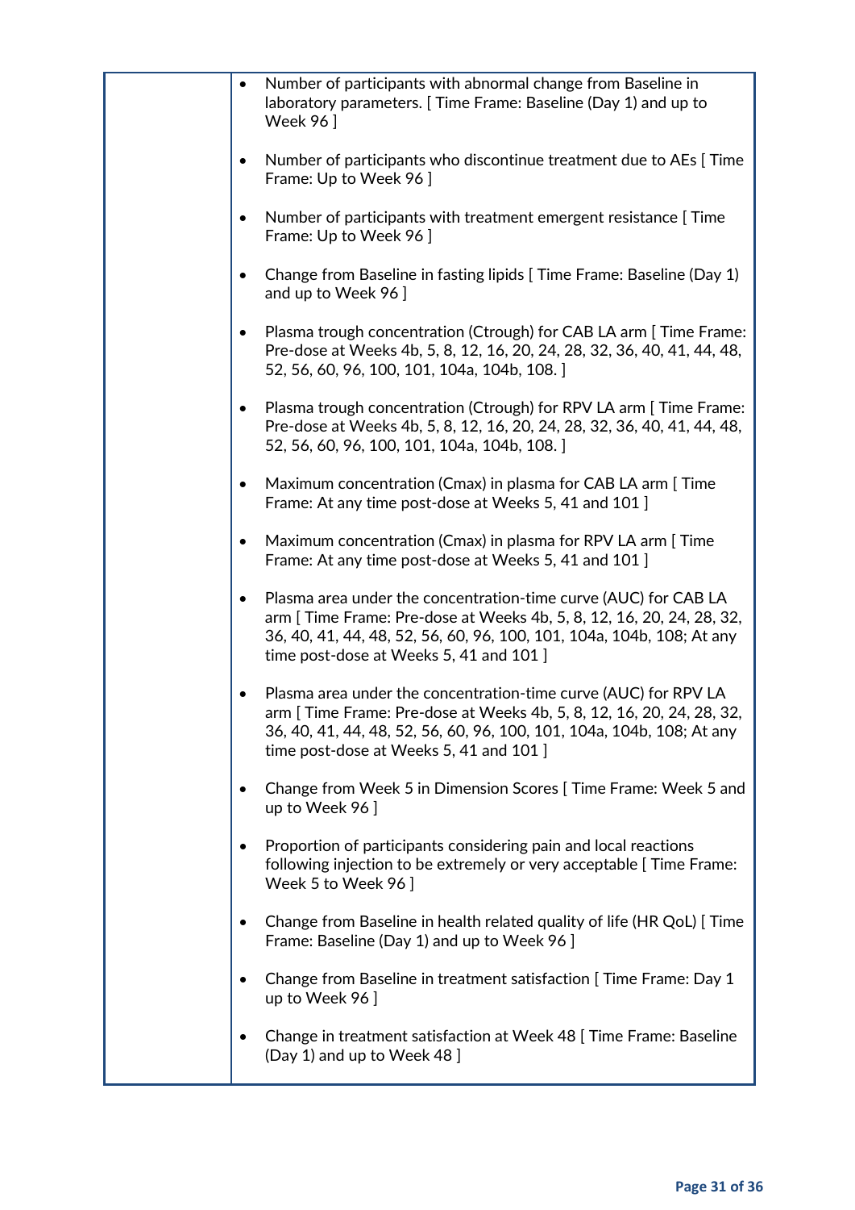|  |  |
|---|---|
|  | • Number of participants with abnormal change from Baseline in laboratory parameters. [ Time Frame: Baseline (Day 1) and up to Week 96 ]<br><br>• Number of participants who discontinue treatment due to AEs [ Time Frame: Up to Week 96 ]<br><br>• Number of participants with treatment emergent resistance [ Time Frame: Up to Week 96 ]<br><br>• Change from Baseline in fasting lipids [ Time Frame: Baseline (Day 1) and up to Week 96 ]<br><br>• Plasma trough concentration (Ctrough) for CAB LA arm [ Time Frame: Pre-dose at Weeks 4b, 5, 8, 12, 16, 20, 24, 28, 32, 36, 40, 41, 44, 48, 52, 56, 60, 96, 100, 101, 104a, 104b, 108. ]<br><br>• Plasma trough concentration (Ctrough) for RPV LA arm [ Time Frame: Pre-dose at Weeks 4b, 5, 8, 12, 16, 20, 24, 28, 32, 36, 40, 41, 44, 48, 52, 56, 60, 96, 100, 101, 104a, 104b, 108. ]<br><br>• Maximum concentration (Cmax) in plasma for CAB LA arm [ Time Frame: At any time post-dose at Weeks 5, 41 and 101 ]<br><br>• Maximum concentration (Cmax) in plasma for RPV LA arm [ Time Frame: At any time post-dose at Weeks 5, 41 and 101 ]<br><br>• Plasma area under the concentration-time curve (AUC) for CAB LA arm [ Time Frame: Pre-dose at Weeks 4b, 5, 8, 12, 16, 20, 24, 28, 32, 36, 40, 41, 44, 48, 52, 56, 60, 96, 100, 101, 104a, 104b, 108; At any time post-dose at Weeks 5, 41 and 101 ]<br><br>• Plasma area under the concentration-time curve (AUC) for RPV LA arm [ Time Frame: Pre-dose at Weeks 4b, 5, 8, 12, 16, 20, 24, 28, 32, 36, 40, 41, 44, 48, 52, 56, 60, 96, 100, 101, 104a, 104b, 108; At any time post-dose at Weeks 5, 41 and 101 ]<br><br>• Change from Week 5 in Dimension Scores [ Time Frame: Week 5 and up to Week 96 ]<br><br>• Proportion of participants considering pain and local reactions following injection to be extremely or very acceptable [ Time Frame: Week 5 to Week 96 ]<br><br>• Change from Baseline in health related quality of life (HR QoL) [ Time Frame: Baseline (Day 1) and up to Week 96 ]<br><br>• Change from Baseline in treatment satisfaction [ Time Frame: Day 1 up to Week 96 ]<br><br>• Change in treatment satisfaction at Week 48 [ Time Frame: Baseline (Day 1) and up to Week 48 ] |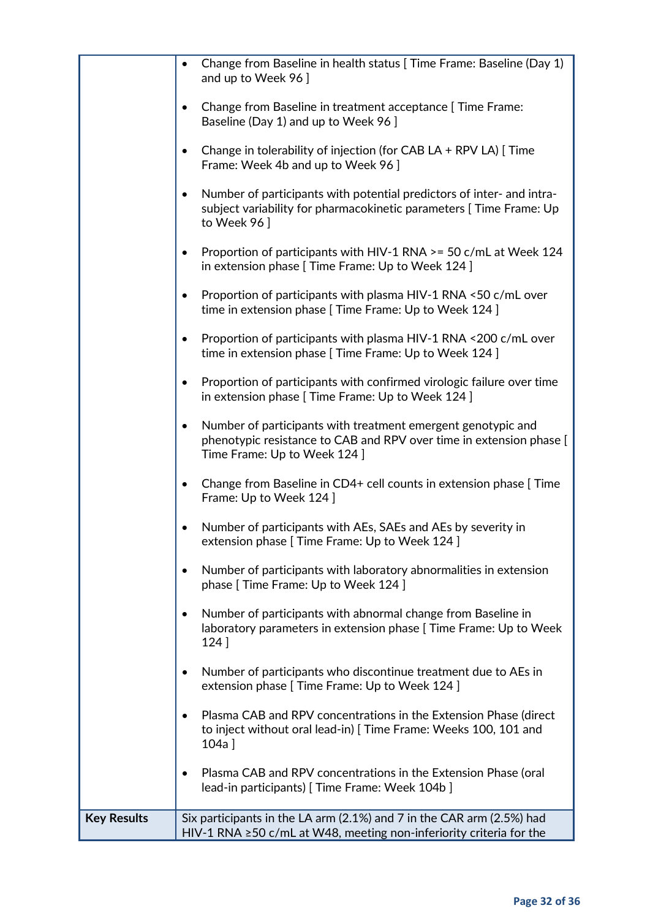| | |
|---|---|
| | • Change from Baseline in health status [ Time Frame: Baseline (Day 1) and up to Week 96 ]<br><br>• Change from Baseline in treatment acceptance [ Time Frame: Baseline (Day 1) and up to Week 96 ]<br><br>• Change in tolerability of injection (for CAB LA + RPV LA) [ Time Frame: Week 4b and up to Week 96 ]<br><br>• Number of participants with potential predictors of inter- and intra-subject variability for pharmacokinetic parameters [ Time Frame: Up to Week 96 ]<br><br>• Proportion of participants with HIV-1 RNA >= 50 c/mL at Week 124 in extension phase [ Time Frame: Up to Week 124 ]<br><br>• Proportion of participants with plasma HIV-1 RNA <50 c/mL over time in extension phase [ Time Frame: Up to Week 124 ]<br><br>• Proportion of participants with plasma HIV-1 RNA <200 c/mL over time in extension phase [ Time Frame: Up to Week 124 ]<br><br>• Proportion of participants with confirmed virologic failure over time in extension phase [ Time Frame: Up to Week 124 ]<br><br>• Number of participants with treatment emergent genotypic and phenotypic resistance to CAB and RPV over time in extension phase [ Time Frame: Up to Week 124 ]<br><br>• Change from Baseline in CD4+ cell counts in extension phase [ Time Frame: Up to Week 124 ]<br><br>• Number of participants with AEs, SAEs and AEs by severity in extension phase [ Time Frame: Up to Week 124 ]<br><br>• Number of participants with laboratory abnormalities in extension phase [ Time Frame: Up to Week 124 ]<br><br>• Number of participants with abnormal change from Baseline in laboratory parameters in extension phase [ Time Frame: Up to Week 124 ]<br><br>• Number of participants who discontinue treatment due to AEs in extension phase [ Time Frame: Up to Week 124 ]<br><br>• Plasma CAB and RPV concentrations in the Extension Phase (direct to inject without oral lead-in) [ Time Frame: Weeks 100, 101 and 104a ]<br><br>• Plasma CAB and RPV concentrations in the Extension Phase (oral lead-in participants) [ Time Frame: Week 104b ] |
| **Key Results** | Six participants in the LA arm (2.1%) and 7 in the CAR arm (2.5%) had HIV-1 RNA ≥50 c/mL at W48, meeting non-inferiority criteria for the |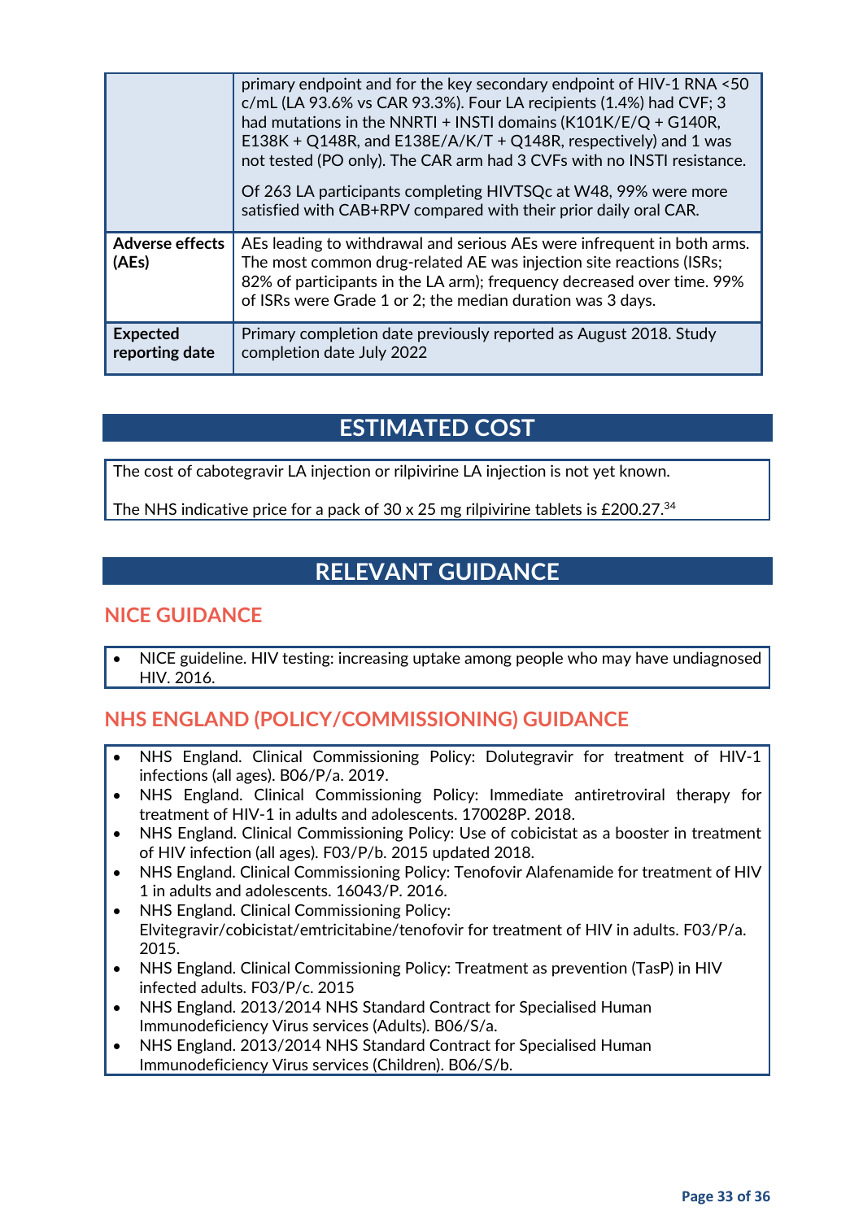| | |
|---|---|
| | primary endpoint and for the key secondary endpoint of HIV-1 RNA <50 c/mL (LA 93.6% vs CAR 93.3%). Four LA recipients (1.4%) had CVF; 3 had mutations in the NNRTI + INSTI domains (K101K/E/Q + G140R, E138K + Q148R, and E138E/A/K/T + Q148R, respectively) and 1 was not tested (PO only). The CAR arm had 3 CVFs with no INSTI resistance.<br><br>Of 263 LA participants completing HIVTSQc at W48, 99% were more satisfied with CAB+RPV compared with their prior daily oral CAR. |
| **Adverse effects (AEs)** | AEs leading to withdrawal and serious AEs were infrequent in both arms. The most common drug-related AE was injection site reactions (ISRs; 82% of participants in the LA arm); frequency decreased over time. 99% of ISRs were Grade 1 or 2; the median duration was 3 days. |
| **Expected reporting date** | Primary completion date previously reported as August 2018. Study completion date July 2022 |

## ESTIMATED COST

The cost of cabotegravir LA injection or rilpivirine LA injection is not yet known.

The NHS indicative price for a pack of 30 x 25 mg rilpivirine tablets is £200.27.[34]

## RELEVANT GUIDANCE

### NICE GUIDANCE

- NICE guideline. HIV testing: increasing uptake among people who may have undiagnosed HIV. 2016.

### NHS ENGLAND (POLICY/COMMISSIONING) GUIDANCE

- NHS England. Clinical Commissioning Policy: Dolutegravir for treatment of HIV-1 infections (all ages). B06/P/a. 2019.
- NHS England. Clinical Commissioning Policy: Immediate antiretroviral therapy for treatment of HIV-1 in adults and adolescents. 170028P. 2018.
- NHS England. Clinical Commissioning Policy: Use of cobicistat as a booster in treatment of HIV infection (all ages). F03/P/b. 2015 updated 2018.
- NHS England. Clinical Commissioning Policy: Tenofovir Alafenamide for treatment of HIV 1 in adults and adolescents. 16043/P. 2016.
- NHS England. Clinical Commissioning Policy: Elvitegravir/cobicistat/emtricitabine/tenofovir for treatment of HIV in adults. F03/P/a. 2015.
- NHS England. Clinical Commissioning Policy: Treatment as prevention (TasP) in HIV infected adults. F03/P/c. 2015
- NHS England. 2013/2014 NHS Standard Contract for Specialised Human Immunodeficiency Virus services (Adults). B06/S/a.
- NHS England. 2013/2014 NHS Standard Contract for Specialised Human Immunodeficiency Virus services (Children). B06/S/b.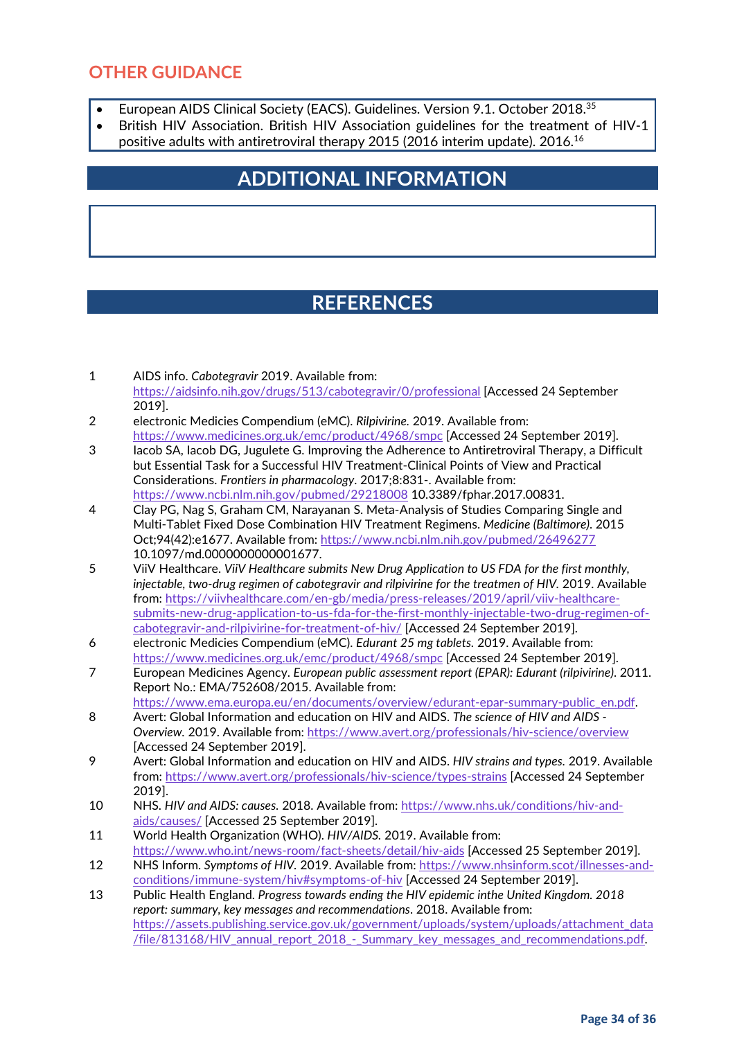## OTHER GUIDANCE

- European AIDS Clinical Society (EACS). Guidelines. Version 9.1. October 2018.[35]
- British HIV Association. British HIV Association guidelines for the treatment of HIV-1 positive adults with antiretroviral therapy 2015 (2016 interim update). 2016.[16]

## ADDITIONAL INFORMATION

## REFERENCES

1. AIDS info. *Cabotegravir* 2019. Available from: https://aidsinfo.nih.gov/drugs/513/cabotegravir/0/professional [Accessed 24 September 2019].
2. electronic Medicies Compendium (eMC). *Rilpivirine.* 2019. Available from: https://www.medicines.org.uk/emc/product/4968/smpc [Accessed 24 September 2019].
3. Iacob SA, Iacob DG, Jugulete G. Improving the Adherence to Antiretroviral Therapy, a Difficult but Essential Task for a Successful HIV Treatment-Clinical Points of View and Practical Considerations. *Frontiers in pharmacology*. 2017;8:831-. Available from: https://www.ncbi.nlm.nih.gov/pubmed/29218008 10.3389/fphar.2017.00831.
4. Clay PG, Nag S, Graham CM, Narayanan S. Meta-Analysis of Studies Comparing Single and Multi-Tablet Fixed Dose Combination HIV Treatment Regimens. *Medicine (Baltimore)*. 2015 Oct;94(42):e1677. Available from: https://www.ncbi.nlm.nih.gov/pubmed/26496277 10.1097/md.0000000000001677.
5. ViiV Healthcare. *ViiV Healthcare submits New Drug Application to US FDA for the first monthly, injectable, two-drug regimen of cabotegravir and rilpivirine for the treatmen of HIV*. 2019. Available from: https://viivhealthcare.com/en-gb/media/press-releases/2019/april/viiv-healthcare-submits-new-drug-application-to-us-fda-for-the-first-monthly-injectable-two-drug-regimen-of-cabotegravir-and-rilpivirine-for-treatment-of-hiv/ [Accessed 24 September 2019].
6. electronic Medicies Compendium (eMC). *Edurant 25 mg tablets.* 2019. Available from: https://www.medicines.org.uk/emc/product/4968/smpc [Accessed 24 September 2019].
7. European Medicines Agency. *European public assessment report (EPAR): Edurant (rilpivirine).* 2011. Report No.: EMA/752608/2015. Available from: https://www.ema.europa.eu/en/documents/overview/edurant-epar-summary-public_en.pdf.
8. Avert: Global Information and education on HIV and AIDS. *The science of HIV and AIDS - Overview.* 2019. Available from: https://www.avert.org/professionals/hiv-science/overview [Accessed 24 September 2019].
9. Avert: Global Information and education on HIV and AIDS. *HIV strains and types.* 2019. Available from: https://www.avert.org/professionals/hiv-science/types-strains [Accessed 24 September 2019].
10. NHS. *HIV and AIDS: causes.* 2018. Available from: https://www.nhs.uk/conditions/hiv-and-aids/causes/ [Accessed 25 September 2019].
11. World Health Organization (WHO). *HIV/AIDS.* 2019. Available from: https://www.who.int/news-room/fact-sheets/detail/hiv-aids [Accessed 25 September 2019].
12. NHS Inform. *Symptoms of HIV.* 2019. Available from: https://www.nhsinform.scot/illnesses-and-conditions/immune-system/hiv#symptoms-of-hiv [Accessed 24 September 2019].
13. Public Health England. *Progress towards ending the HIV epidemic inthe United Kingdom. 2018 report: summary, key messages and recommendations*. 2018. Available from: https://assets.publishing.service.gov.uk/government/uploads/system/uploads/attachment_data/file/813168/HIV_annual_report_2018_-_Summary_key_messages_and_recommendations.pdf.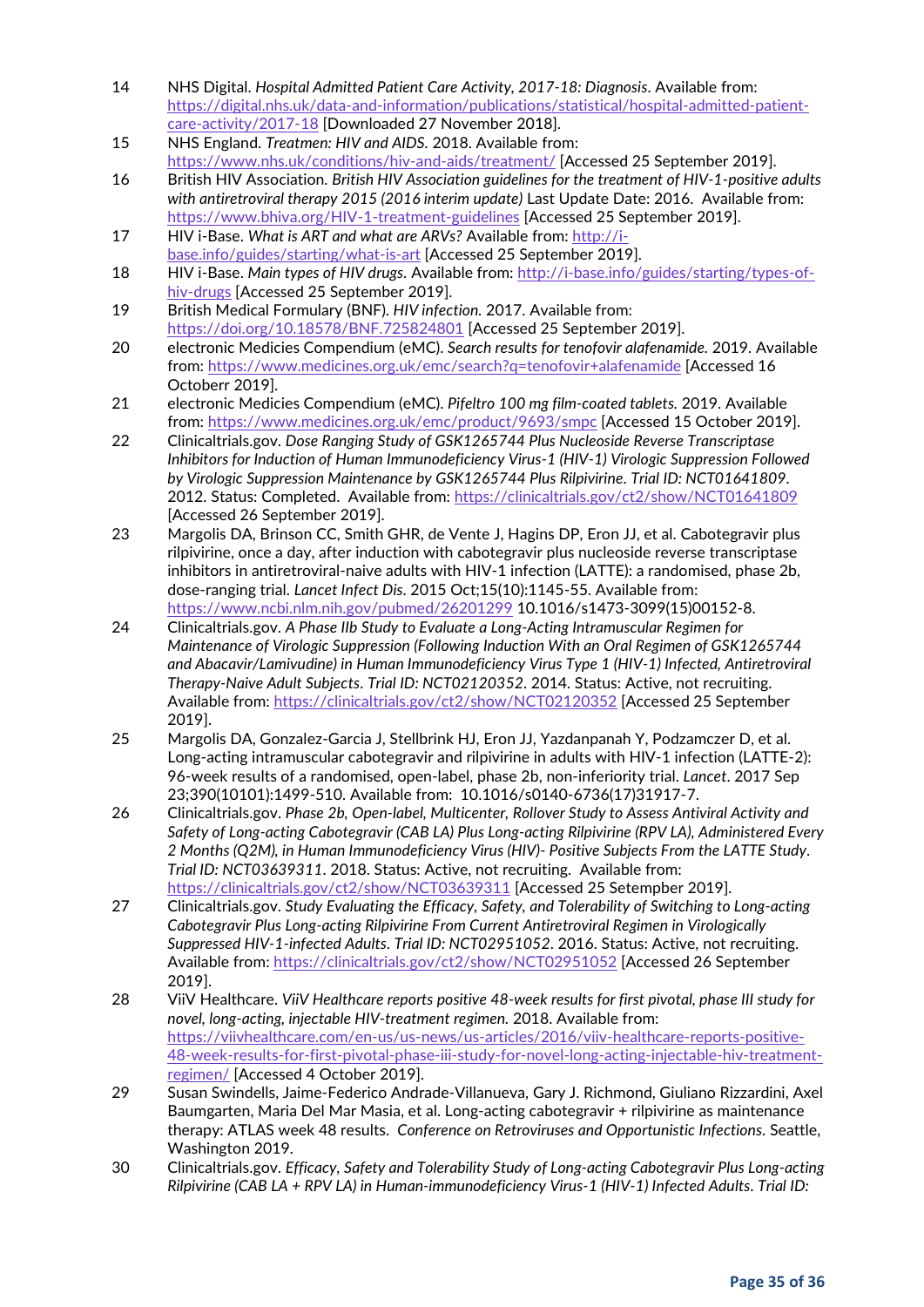14 NHS Digital. *Hospital Admitted Patient Care Activity, 2017-18: Diagnosis*. Available from: https://digital.nhs.uk/data-and-information/publications/statistical/hospital-admitted-patient-care-activity/2017-18 [Downloaded 27 November 2018].

15 NHS England. *Treatmen: HIV and AIDS.* 2018. Available from: https://www.nhs.uk/conditions/hiv-and-aids/treatment/ [Accessed 25 September 2019].

16 British HIV Association. *British HIV Association guidelines for the treatment of HIV-1-positive adults with antiretroviral therapy 2015 (2016 interim update)* Last Update Date: 2016. Available from: https://www.bhiva.org/HIV-1-treatment-guidelines [Accessed 25 September 2019].

17 HIV i-Base. *What is ART and what are ARVs?* Available from: http://i-base.info/guides/starting/what-is-art [Accessed 25 September 2019].

18 HIV i-Base. *Main types of HIV drugs.* Available from: http://i-base.info/guides/starting/types-of-hiv-drugs [Accessed 25 September 2019].

19 British Medical Formulary (BNF). *HIV infection.* 2017. Available from: https://doi.org/10.18578/BNF.725824801 [Accessed 25 September 2019].

20 electronic Medicies Compendium (eMC). *Search results for tenofovir alafenamide.* 2019. Available from: https://www.medicines.org.uk/emc/search?q=tenofovir+alafenamide [Accessed 16 Octoberr 2019].

21 electronic Medicies Compendium (eMC). *Pifeltro 100 mg film-coated tablets.* 2019. Available from: https://www.medicines.org.uk/emc/product/9693/smpc [Accessed 15 October 2019].

22 Clinicaltrials.gov. *Dose Ranging Study of GSK1265744 Plus Nucleoside Reverse Transcriptase Inhibitors for Induction of Human Immunodeficiency Virus-1 (HIV-1) Virologic Suppression Followed by Virologic Suppression Maintenance by GSK1265744 Plus Rilpivirine. Trial ID: NCT01641809*. 2012. Status: Completed. Available from: https://clinicaltrials.gov/ct2/show/NCT01641809 [Accessed 26 September 2019].

23 Margolis DA, Brinson CC, Smith GHR, de Vente J, Hagins DP, Eron JJ, et al. Cabotegravir plus rilpivirine, once a day, after induction with cabotegravir plus nucleoside reverse transcriptase inhibitors in antiretroviral-naive adults with HIV-1 infection (LATTE): a randomised, phase 2b, dose-ranging trial. *Lancet Infect Dis*. 2015 Oct;15(10):1145-55. Available from: https://www.ncbi.nlm.nih.gov/pubmed/26201299 10.1016/s1473-3099(15)00152-8.

24 Clinicaltrials.gov. *A Phase IIb Study to Evaluate a Long-Acting Intramuscular Regimen for Maintenance of Virologic Suppression (Following Induction With an Oral Regimen of GSK1265744 and Abacavir/Lamivudine) in Human Immunodeficiency Virus Type 1 (HIV-1) Infected, Antiretroviral Therapy-Naive Adult Subjects. Trial ID: NCT02120352*. 2014. Status: Active, not recruiting. Available from: https://clinicaltrials.gov/ct2/show/NCT02120352 [Accessed 25 September 2019].

25 Margolis DA, Gonzalez-Garcia J, Stellbrink HJ, Eron JJ, Yazdanpanah Y, Podzamczer D, et al. Long-acting intramuscular cabotegravir and rilpivirine in adults with HIV-1 infection (LATTE-2): 96-week results of a randomised, open-label, phase 2b, non-inferiority trial. *Lancet*. 2017 Sep 23;390(10101):1499-510. Available from: 10.1016/s0140-6736(17)31917-7.

26 Clinicaltrials.gov. *Phase 2b, Open-label, Multicenter, Rollover Study to Assess Antiviral Activity and Safety of Long-acting Cabotegravir (CAB LA) Plus Long-acting Rilpivirine (RPV LA), Administered Every 2 Months (Q2M), in Human Immunodeficiency Virus (HIV)- Positive Subjects From the LATTE Study. Trial ID: NCT03639311*. 2018. Status: Active, not recruiting. Available from: https://clinicaltrials.gov/ct2/show/NCT03639311 [Accessed 25 Setempber 2019].

27 Clinicaltrials.gov. *Study Evaluating the Efficacy, Safety, and Tolerability of Switching to Long-acting Cabotegravir Plus Long-acting Rilpivirine From Current Antiretroviral Regimen in Virologically Suppressed HIV-1-infected Adults. Trial ID: NCT02951052*. 2016. Status: Active, not recruiting. Available from: https://clinicaltrials.gov/ct2/show/NCT02951052 [Accessed 26 September 2019].

28 ViiV Healthcare. *ViiV Healthcare reports positive 48-week results for first pivotal, phase III study for novel, long-acting, injectable HIV-treatment regimen.* 2018. Available from: https://viivhealthcare.com/en-us/us-news/us-articles/2016/viiv-healthcare-reports-positive-48-week-results-for-first-pivotal-phase-iii-study-for-novel-long-acting-injectable-hiv-treatment-regimen/ [Accessed 4 October 2019].

29 Susan Swindells, Jaime-Federico Andrade-Villanueva, Gary J. Richmond, Giuliano Rizzardini, Axel Baumgarten, Maria Del Mar Masia, et al. Long-acting cabotegravir + rilpivirine as maintenance therapy: ATLAS week 48 results. *Conference on Retroviruses and Opportunistic Infections*. Seattle, Washington 2019.

30 Clinicaltrials.gov. *Efficacy, Safety and Tolerability Study of Long-acting Cabotegravir Plus Long-acting Rilpivirine (CAB LA + RPV LA) in Human-immunodeficiency Virus-1 (HIV-1) Infected Adults. Trial ID:*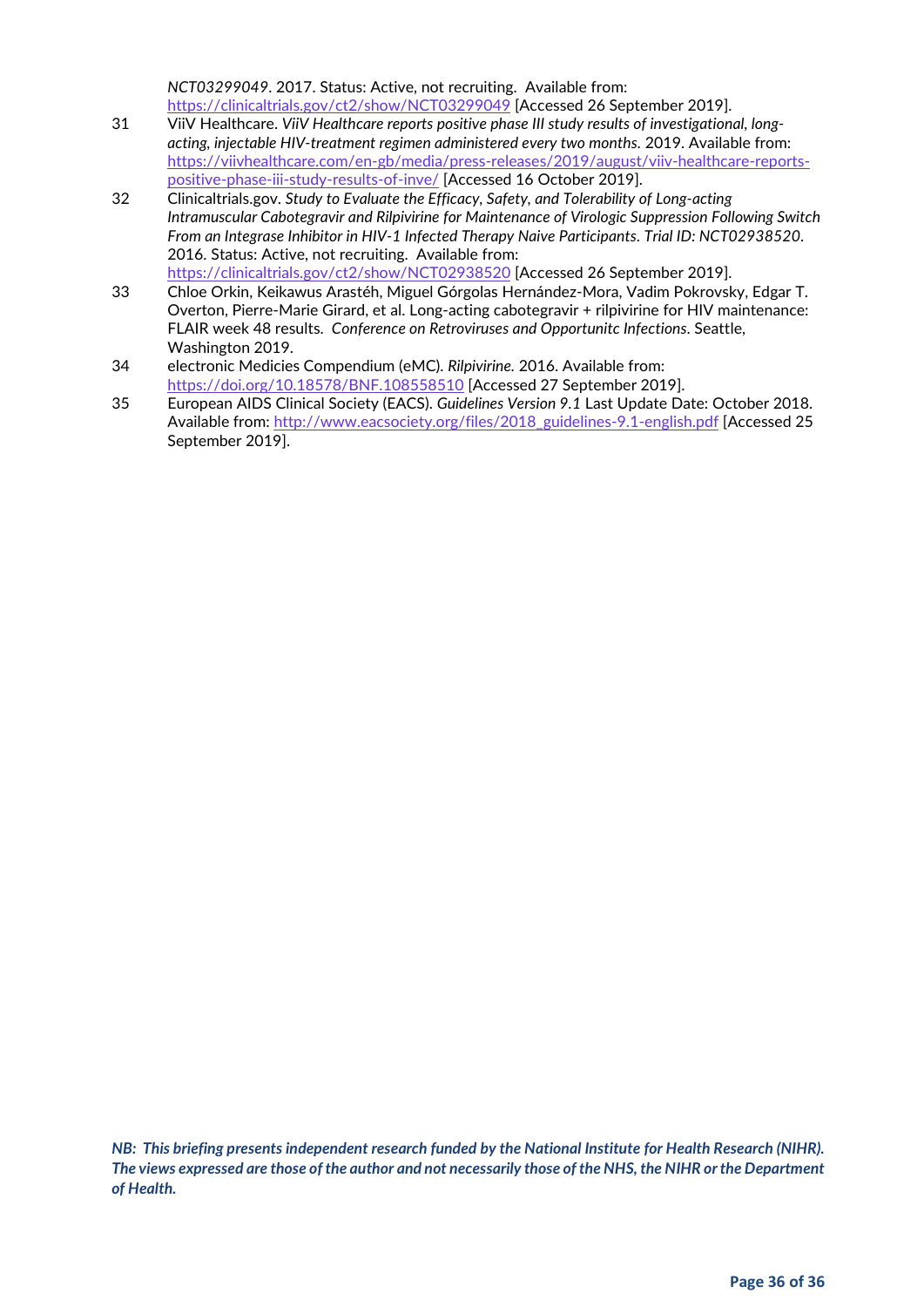*NCT03299049*. 2017. Status: Active, not recruiting. Available from: https://clinicaltrials.gov/ct2/show/NCT03299049 [Accessed 26 September 2019].

31 ViiV Healthcare. *ViiV Healthcare reports positive phase III study results of investigational, long-acting, injectable HIV-treatment regimen administered every two months.* 2019. Available from: https://viivhealthcare.com/en-gb/media/press-releases/2019/august/viiv-healthcare-reports-positive-phase-iii-study-results-of-inve/ [Accessed 16 October 2019].

32 Clinicaltrials.gov. *Study to Evaluate the Efficacy, Safety, and Tolerability of Long-acting Intramuscular Cabotegravir and Rilpivirine for Maintenance of Virologic Suppression Following Switch From an Integrase Inhibitor in HIV-1 Infected Therapy Naive Participants. Trial ID: NCT02938520*. 2016. Status: Active, not recruiting. Available from: https://clinicaltrials.gov/ct2/show/NCT02938520 [Accessed 26 September 2019].

33 Chloe Orkin, Keikawus Arastéh, Miguel Górgolas Hernández-Mora, Vadim Pokrovsky, Edgar T. Overton, Pierre-Marie Girard, et al. Long-acting cabotegravir + rilpivirine for HIV maintenance: FLAIR week 48 results. *Conference on Retroviruses and Opportunitc Infections*. Seattle, Washington 2019.

34 electronic Medicies Compendium (eMC). *Rilpivirine.* 2016. Available from: https://doi.org/10.18578/BNF.108558510 [Accessed 27 September 2019].

35 European AIDS Clinical Society (EACS). *Guidelines Version 9.1* Last Update Date: October 2018. Available from: http://www.eacsociety.org/files/2018_guidelines-9.1-english.pdf [Accessed 25 September 2019].

***NB: This briefing presents independent research funded by the National Institute for Health Research (NIHR). The views expressed are those of the author and not necessarily those of the NHS, the NIHR or the Department of Health.***